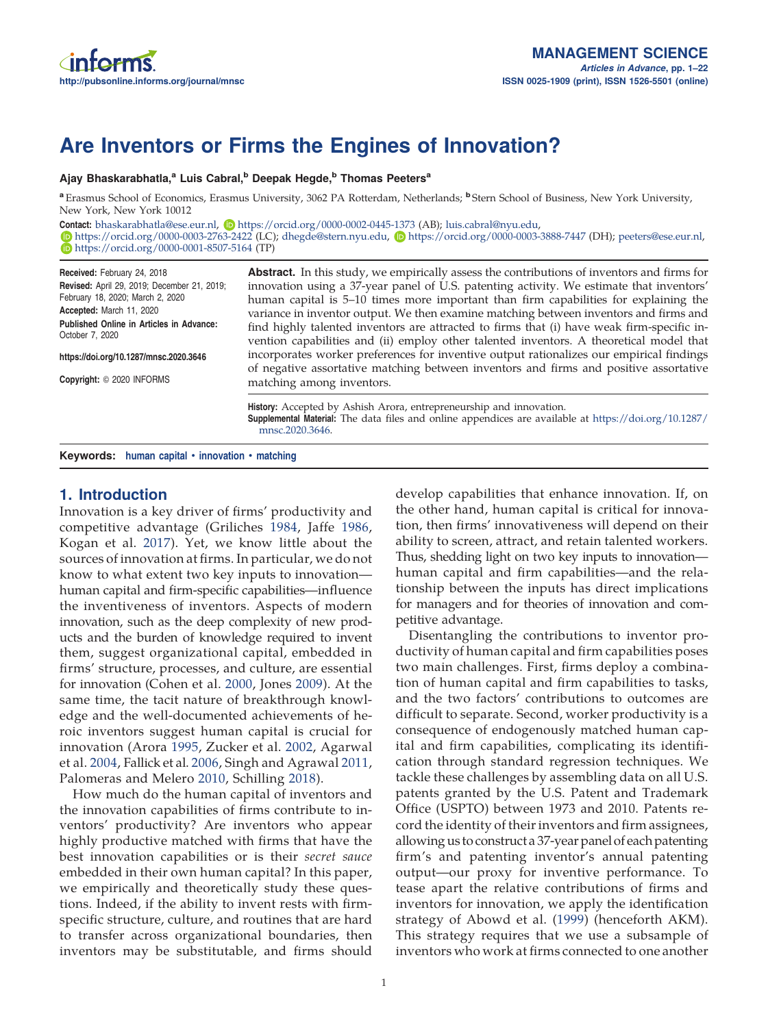# Are Inventors or Firms the Engines of Innovation?

**Ajay Bhaskarabhatla,[a] Luis Cabral,[b] Deepak Hegde,[b] Thomas Peeters[a]**

[a] Erasmus School of Economics, Erasmus University, 3062 PA Rotterdam, Netherlands; [b] Stern School of Business, New York University, New York, New York 10012

**Contact:** bhaskarabhatla@ese.eur.nl, https://orcid.org/0000-0002-0445-1373 (AB); luis.cabral@nyu.edu, https://orcid.org/0000-0003-2763-2422 (LC); dhegde@stern.nyu.edu, https://orcid.org/0000-0003-3888-7447 (DH); peeters@ese.eur.nl, https://orcid.org/0000-0001-8507-5164 (TP)

**Received:** February 24, 2018
**Revised:** April 29, 2019; December 21, 2019; February 18, 2020; March 2, 2020
**Accepted:** March 11, 2020
**Published Online in Articles in Advance:** October 7, 2020

https://doi.org/10.1287/mnsc.2020.3646

**Copyright:** © 2020 INFORMS

**Abstract.** In this study, we empirically assess the contributions of inventors and firms for innovation using a 37-year panel of U.S. patenting activity. We estimate that inventors' human capital is 5–10 times more important than firm capabilities for explaining the variance in inventor output. We then examine matching between inventors and firms and find highly talented inventors are attracted to firms that (i) have weak firm-specific invention capabilities and (ii) employ other talented inventors. A theoretical model that incorporates worker preferences for inventive output rationalizes our empirical findings of negative assortative matching between inventors and firms and positive assortative matching among inventors.

**History:** Accepted by Ashish Arora, entrepreneurship and innovation.
**Supplemental Material:** The data files and online appendices are available at https://doi.org/10.1287/mnsc.2020.3646.

**Keywords:** human capital • innovation • matching

## 1. Introduction

Innovation is a key driver of firms' productivity and competitive advantage (Griliches 1984, Jaffe 1986, Kogan et al. 2017). Yet, we know little about the sources of innovation at firms. In particular, we do not know to what extent two key inputs to innovation—human capital and firm-specific capabilities—influence the inventiveness of inventors. Aspects of modern innovation, such as the deep complexity of new products and the burden of knowledge required to invent them, suggest organizational capital, embedded in firms' structure, processes, and culture, are essential for innovation (Cohen et al. 2000, Jones 2009). At the same time, the tacit nature of breakthrough knowledge and the well-documented achievements of heroic inventors suggest human capital is crucial for innovation (Arora 1995, Zucker et al. 2002, Agarwal et al. 2004, Fallick et al. 2006, Singh and Agrawal 2011, Palomeras and Melero 2010, Schilling 2018).

How much do the human capital of inventors and the innovation capabilities of firms contribute to inventors' productivity? Are inventors who appear highly productive matched with firms that have the best innovation capabilities or is their *secret sauce* embedded in their own human capital? In this paper, we empirically and theoretically study these questions. Indeed, if the ability to invent rests with firm-specific structure, culture, and routines that are hard to transfer across organizational boundaries, then inventors may be substitutable, and firms should develop capabilities that enhance innovation. If, on the other hand, human capital is critical for innovation, then firms' innovativeness will depend on their ability to screen, attract, and retain talented workers. Thus, shedding light on two key inputs to innovation—human capital and firm capabilities—and the relationship between the inputs has direct implications for managers and for theories of innovation and competitive advantage.

Disentangling the contributions to inventor productivity of human capital and firm capabilities poses two main challenges. First, firms deploy a combination of human capital and firm capabilities to tasks, and the two factors' contributions to outcomes are difficult to separate. Second, worker productivity is a consequence of endogenously matched human capital and firm capabilities, complicating its identification through standard regression techniques. We tackle these challenges by assembling data on all U.S. patents granted by the U.S. Patent and Trademark Office (USPTO) between 1973 and 2010. Patents record the identity of their inventors and firm assignees, allowing us to construct a 37-year panel of each patenting firm's and patenting inventor's annual patenting output—our proxy for inventive performance. To tease apart the relative contributions of firms and inventors for innovation, we apply the identification strategy of Abowd et al. (1999) (henceforth AKM). This strategy requires that we use a subsample of inventors who work at firms connected to one another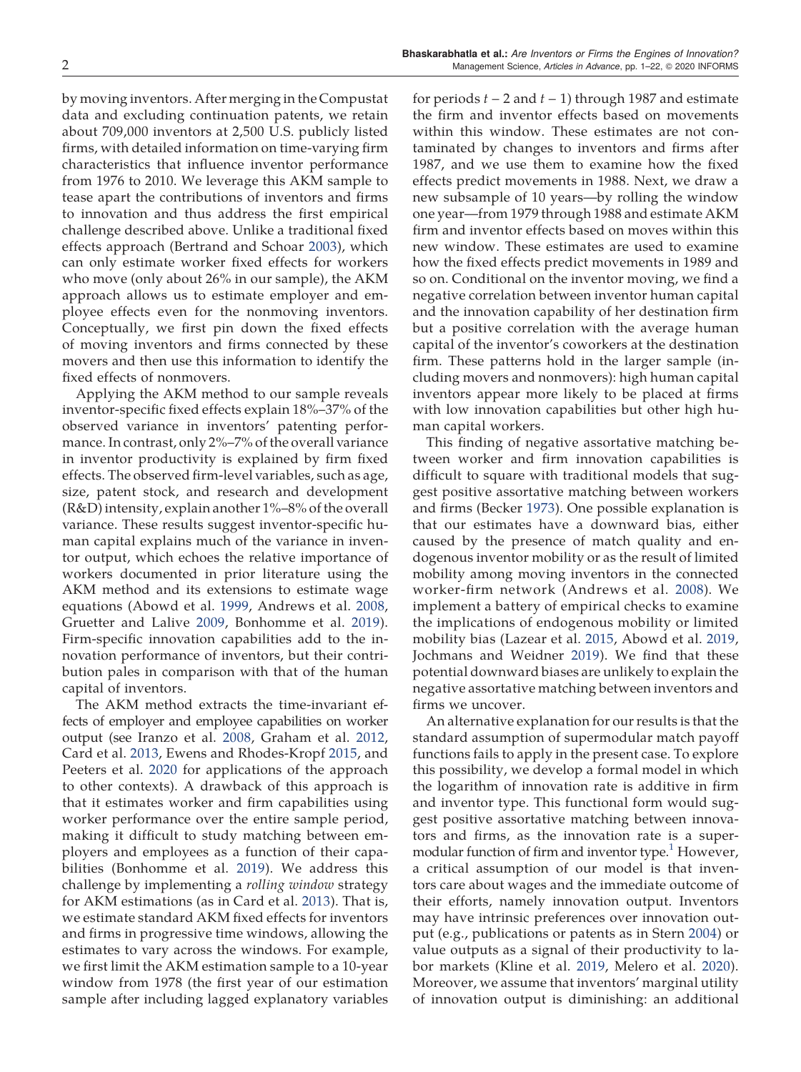by moving inventors. After merging in the Compustat data and excluding continuation patents, we retain about 709,000 inventors at 2,500 U.S. publicly listed firms, with detailed information on time-varying firm characteristics that influence inventor performance from 1976 to 2010. We leverage this AKM sample to tease apart the contributions of inventors and firms to innovation and thus address the first empirical challenge described above. Unlike a traditional fixed effects approach (Bertrand and Schoar 2003), which can only estimate worker fixed effects for workers who move (only about 26% in our sample), the AKM approach allows us to estimate employer and employee effects even for the nonmoving inventors. Conceptually, we first pin down the fixed effects of moving inventors and firms connected by these movers and then use this information to identify the fixed effects of nonmovers.

Applying the AKM method to our sample reveals inventor-specific fixed effects explain 18%–37% of the observed variance in inventors' patenting performance. In contrast, only 2%–7% of the overall variance in inventor productivity is explained by firm fixed effects. The observed firm-level variables, such as age, size, patent stock, and research and development (R&D) intensity, explain another 1%–8% of the overall variance. These results suggest inventor-specific human capital explains much of the variance in inventor output, which echoes the relative importance of workers documented in prior literature using the AKM method and its extensions to estimate wage equations (Abowd et al. 1999, Andrews et al. 2008, Gruetter and Lalive 2009, Bonhomme et al. 2019). Firm-specific innovation capabilities add to the innovation performance of inventors, but their contribution pales in comparison with that of the human capital of inventors.

The AKM method extracts the time-invariant effects of employer and employee capabilities on worker output (see Iranzo et al. 2008, Graham et al. 2012, Card et al. 2013, Ewens and Rhodes-Kropf 2015, and Peeters et al. 2020 for applications of the approach to other contexts). A drawback of this approach is that it estimates worker and firm capabilities using worker performance over the entire sample period, making it difficult to study matching between employers and employees as a function of their capabilities (Bonhomme et al. 2019). We address this challenge by implementing a *rolling window* strategy for AKM estimations (as in Card et al. 2013). That is, we estimate standard AKM fixed effects for inventors and firms in progressive time windows, allowing the estimates to vary across the windows. For example, we first limit the AKM estimation sample to a 10-year window from 1978 (the first year of our estimation sample after including lagged explanatory variables for periods $t-2$ and $t-1$) through 1987 and estimate the firm and inventor effects based on movements within this window. These estimates are not contaminated by changes to inventors and firms after 1987, and we use them to examine how the fixed effects predict movements in 1988. Next, we draw a new subsample of 10 years—by rolling the window one year—from 1979 through 1988 and estimate AKM firm and inventor effects based on moves within this new window. These estimates are used to examine how the fixed effects predict movements in 1989 and so on. Conditional on the inventor moving, we find a negative correlation between inventor human capital and the innovation capability of her destination firm but a positive correlation with the average human capital of the inventor's coworkers at the destination firm. These patterns hold in the larger sample (including movers and nonmovers): high human capital inventors appear more likely to be placed at firms with low innovation capabilities but other high human capital workers.

This finding of negative assortative matching between worker and firm innovation capabilities is difficult to square with traditional models that suggest positive assortative matching between workers and firms (Becker 1973). One possible explanation is that our estimates have a downward bias, either caused by the presence of match quality and endogenous inventor mobility or as the result of limited mobility among moving inventors in the connected worker-firm network (Andrews et al. 2008). We implement a battery of empirical checks to examine the implications of endogenous mobility or limited mobility bias (Lazear et al. 2015, Abowd et al. 2019, Jochmans and Weidner 2019). We find that these potential downward biases are unlikely to explain the negative assortative matching between inventors and firms we uncover.

An alternative explanation for our results is that the standard assumption of supermodular match payoff functions fails to apply in the present case. To explore this possibility, we develop a formal model in which the logarithm of innovation rate is additive in firm and inventor type. This functional form would suggest positive assortative matching between innovators and firms, as the innovation rate is a supermodular function of firm and inventor type.[1] However, a critical assumption of our model is that inventors care about wages and the immediate outcome of their efforts, namely innovation output. Inventors may have intrinsic preferences over innovation output (e.g., publications or patents as in Stern 2004) or value outputs as a signal of their productivity to labor markets (Kline et al. 2019, Melero et al. 2020). Moreover, we assume that inventors' marginal utility of innovation output is diminishing: an additional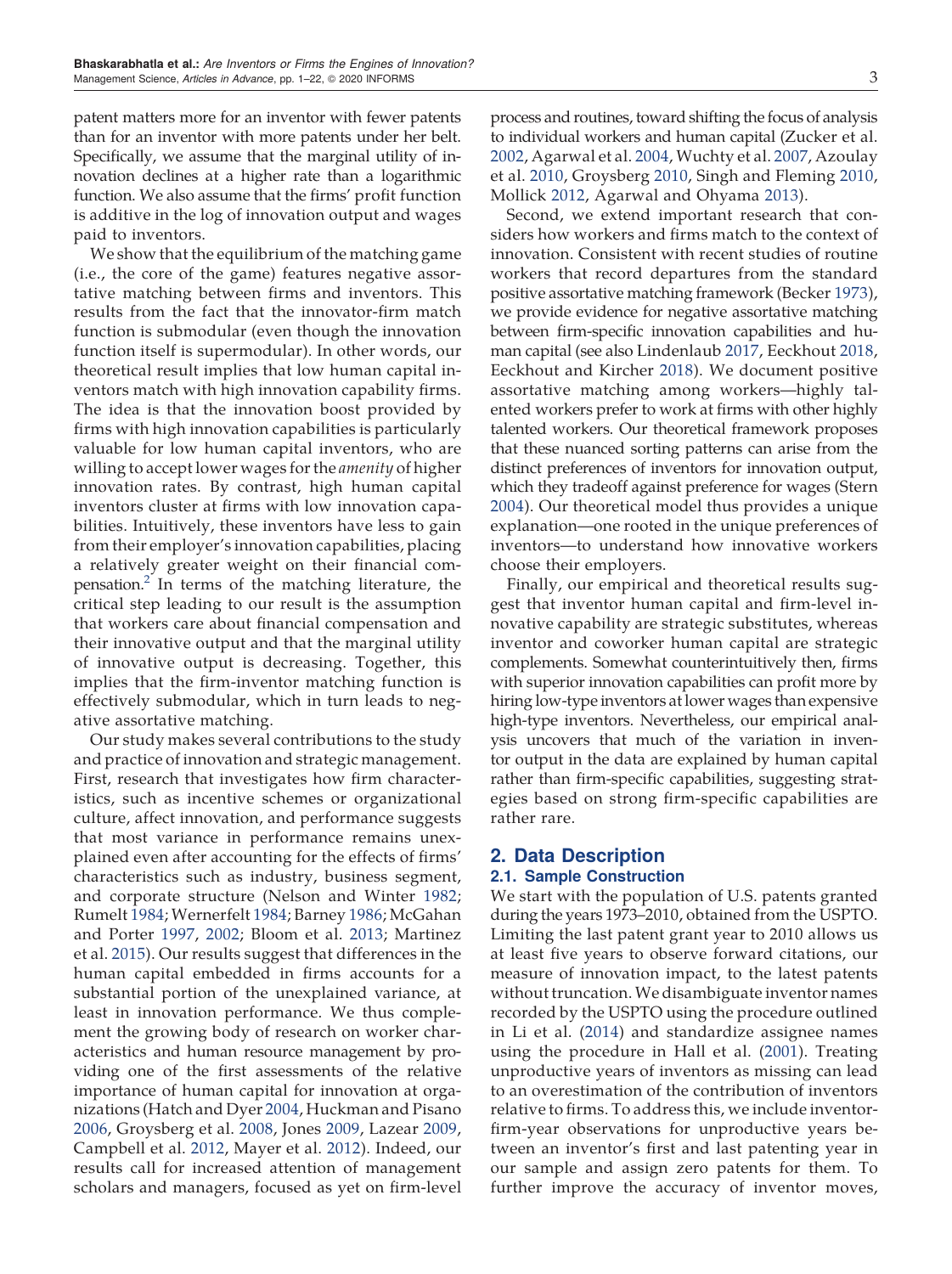patent matters more for an inventor with fewer patents than for an inventor with more patents under her belt. Specifically, we assume that the marginal utility of innovation declines at a higher rate than a logarithmic function. We also assume that the firms' profit function is additive in the log of innovation output and wages paid to inventors.

We show that the equilibrium of the matching game (i.e., the core of the game) features negative assortative matching between firms and inventors. This results from the fact that the innovator-firm match function is submodular (even though the innovation function itself is supermodular). In other words, our theoretical result implies that low human capital inventors match with high innovation capability firms. The idea is that the innovation boost provided by firms with high innovation capabilities is particularly valuable for low human capital inventors, who are willing to accept lower wages for the *amenity* of higher innovation rates. By contrast, high human capital inventors cluster at firms with low innovation capabilities. Intuitively, these inventors have less to gain from their employer's innovation capabilities, placing a relatively greater weight on their financial compensation.[2] In terms of the matching literature, the critical step leading to our result is the assumption that workers care about financial compensation and their innovative output and that the marginal utility of innovative output is decreasing. Together, this implies that the firm-inventor matching function is effectively submodular, which in turn leads to negative assortative matching.

Our study makes several contributions to the study and practice of innovation and strategic management. First, research that investigates how firm characteristics, such as incentive schemes or organizational culture, affect innovation, and performance suggests that most variance in performance remains unexplained even after accounting for the effects of firms' characteristics such as industry, business segment, and corporate structure (Nelson and Winter 1982; Rumelt 1984; Wernerfelt 1984; Barney 1986; McGahan and Porter 1997, 2002; Bloom et al. 2013; Martinez et al. 2015). Our results suggest that differences in the human capital embedded in firms accounts for a substantial portion of the unexplained variance, at least in innovation performance. We thus complement the growing body of research on worker characteristics and human resource management by providing one of the first assessments of the relative importance of human capital for innovation at organizations (Hatch and Dyer 2004, Huckman and Pisano 2006, Groysberg et al. 2008, Jones 2009, Lazear 2009, Campbell et al. 2012, Mayer et al. 2012). Indeed, our results call for increased attention of management scholars and managers, focused as yet on firm-level process and routines, toward shifting the focus of analysis to individual workers and human capital (Zucker et al. 2002, Agarwal et al. 2004, Wuchty et al. 2007, Azoulay et al. 2010, Groysberg 2010, Singh and Fleming 2010, Mollick 2012, Agarwal and Ohyama 2013).

Second, we extend important research that considers how workers and firms match to the context of innovation. Consistent with recent studies of routine workers that record departures from the standard positive assortative matching framework (Becker 1973), we provide evidence for negative assortative matching between firm-specific innovation capabilities and human capital (see also Lindenlaub 2017, Eeckhout 2018, Eeckhout and Kircher 2018). We document positive assortative matching among workers—highly talented workers prefer to work at firms with other highly talented workers. Our theoretical framework proposes that these nuanced sorting patterns can arise from the distinct preferences of inventors for innovation output, which they tradeoff against preference for wages (Stern 2004). Our theoretical model thus provides a unique explanation—one rooted in the unique preferences of inventors—to understand how innovative workers choose their employers.

Finally, our empirical and theoretical results suggest that inventor human capital and firm-level innovative capability are strategic substitutes, whereas inventor and coworker human capital are strategic complements. Somewhat counterintuitively then, firms with superior innovation capabilities can profit more by hiring low-type inventors at lower wages than expensive high-type inventors. Nevertheless, our empirical analysis uncovers that much of the variation in inventor output in the data are explained by human capital rather than firm-specific capabilities, suggesting strategies based on strong firm-specific capabilities are rather rare.

## 2. Data Description

### 2.1. Sample Construction

We start with the population of U.S. patents granted during the years 1973–2010, obtained from the USPTO. Limiting the last patent grant year to 2010 allows us at least five years to observe forward citations, our measure of innovation impact, to the latest patents without truncation. We disambiguate inventor names recorded by the USPTO using the procedure outlined in Li et al. (2014) and standardize assignee names using the procedure in Hall et al. (2001). Treating unproductive years of inventors as missing can lead to an overestimation of the contribution of inventors relative to firms. To address this, we include inventor-firm-year observations for unproductive years between an inventor's first and last patenting year in our sample and assign zero patents for them. To further improve the accuracy of inventor moves,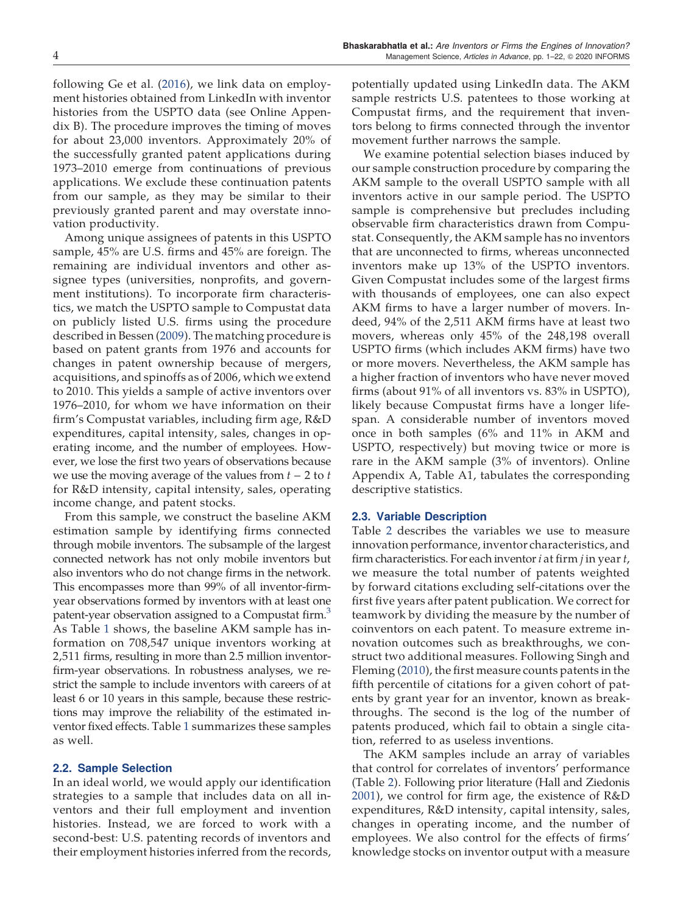following Ge et al. (2016), we link data on employment histories obtained from LinkedIn with inventor histories from the USPTO data (see Online Appendix B). The procedure improves the timing of moves for about 23,000 inventors. Approximately 20% of the successfully granted patent applications during 1973–2010 emerge from continuations of previous applications. We exclude these continuation patents from our sample, as they may be similar to their previously granted parent and may overstate innovation productivity.

Among unique assignees of patents in this USPTO sample, 45% are U.S. firms and 45% are foreign. The remaining are individual inventors and other assignee types (universities, nonprofits, and government institutions). To incorporate firm characteristics, we match the USPTO sample to Compustat data on publicly listed U.S. firms using the procedure described in Bessen (2009). The matching procedure is based on patent grants from 1976 and accounts for changes in patent ownership because of mergers, acquisitions, and spinoffs as of 2006, which we extend to 2010. This yields a sample of active inventors over 1976–2010, for whom we have information on their firm's Compustat variables, including firm age, R&D expenditures, capital intensity, sales, changes in operating income, and the number of employees. However, we lose the first two years of observations because we use the moving average of the values from $t-2$ to $t$ for R&D intensity, capital intensity, sales, operating income change, and patent stocks.

From this sample, we construct the baseline AKM estimation sample by identifying firms connected through mobile inventors. The subsample of the largest connected network has not only mobile inventors but also inventors who do not change firms in the network. This encompasses more than 99% of all inventor-firm-year observations formed by inventors with at least one patent-year observation assigned to a Compustat firm.[3] As Table 1 shows, the baseline AKM sample has information on 708,547 unique inventors working at 2,511 firms, resulting in more than 2.5 million inventor-firm-year observations. In robustness analyses, we restrict the sample to include inventors with careers of at least 6 or 10 years in this sample, because these restrictions may improve the reliability of the estimated inventor fixed effects. Table 1 summarizes these samples as well.

### 2.2. Sample Selection

In an ideal world, we would apply our identification strategies to a sample that includes data on all inventors and their full employment and invention histories. Instead, we are forced to work with a second-best: U.S. patenting records of inventors and their employment histories inferred from the records, potentially updated using LinkedIn data. The AKM sample restricts U.S. patentees to those working at Compustat firms, and the requirement that inventors belong to firms connected through the inventor movement further narrows the sample.

We examine potential selection biases induced by our sample construction procedure by comparing the AKM sample to the overall USPTO sample with all inventors active in our sample period. The USPTO sample is comprehensive but precludes including observable firm characteristics drawn from Compustat. Consequently, the AKM sample has no inventors that are unconnected to firms, whereas unconnected inventors make up 13% of the USPTO inventors. Given Compustat includes some of the largest firms with thousands of employees, one can also expect AKM firms to have a larger number of movers. Indeed, 94% of the 2,511 AKM firms have at least two movers, whereas only 45% of the 248,198 overall USPTO firms (which includes AKM firms) have two or more movers. Nevertheless, the AKM sample has a higher fraction of inventors who have never moved firms (about 91% of all inventors vs. 83% in USPTO), likely because Compustat firms have a longer lifespan. A considerable number of inventors moved once in both samples (6% and 11% in AKM and USPTO, respectively) but moving twice or more is rare in the AKM sample (3% of inventors). Online Appendix A, Table A1, tabulates the corresponding descriptive statistics.

### 2.3. Variable Description

Table 2 describes the variables we use to measure innovation performance, inventor characteristics, and firm characteristics. For each inventor $i$ at firm $j$ in year $t$, we measure the total number of patents weighted by forward citations excluding self-citations over the first five years after patent publication. We correct for teamwork by dividing the measure by the number of coinventors on each patent. To measure extreme innovation outcomes such as breakthroughs, we construct two additional measures. Following Singh and Fleming (2010), the first measure counts patents in the fifth percentile of citations for a given cohort of patents by grant year for an inventor, known as breakthroughs. The second is the log of the number of patents produced, which fail to obtain a single citation, referred to as useless inventions.

The AKM samples include an array of variables that control for correlates of inventors' performance (Table 2). Following prior literature (Hall and Ziedonis 2001), we control for firm age, the existence of R&D expenditures, R&D intensity, capital intensity, sales, changes in operating income, and the number of employees. We also control for the effects of firms' knowledge stocks on inventor output with a measure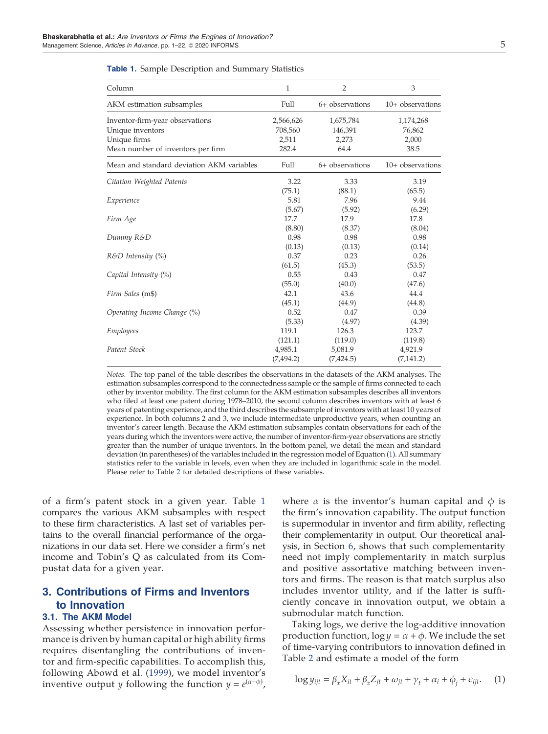**Table 1.** Sample Description and Summary Statistics

| Column | 1 | 2 | 3 |
|---|---|---|---|
| AKM estimation subsamples | Full | 6+ observations | 10+ observations |
| Inventor-firm-year observations | 2,566,626 | 1,675,784 | 1,174,268 |
| Unique inventors | 708,560 | 146,391 | 76,862 |
| Unique firms | 2,511 | 2,273 | 2,000 |
| Mean number of inventors per firm | 282.4 | 64.4 | 38.5 |
| Mean and standard deviation AKM variables | Full | 6+ observations | 10+ observations |
| *Citation Weighted Patents* | 3.22 | 3.33 | 3.19 |
| | (75.1) | (88.1) | (65.5) |
| *Experience* | 5.81 | 7.96 | 9.44 |
| | (5.67) | (5.92) | (6.29) |
| *Firm Age* | 17.7 | 17.9 | 17.8 |
| | (8.80) | (8.37) | (8.04) |
| *Dummy R&D* | 0.98 | 0.98 | 0.98 |
| | (0.13) | (0.13) | (0.14) |
| *R&D Intensity* (%) | 0.37 | 0.23 | 0.26 |
| | (61.5) | (45.3) | (53.5) |
| *Capital Intensity* (%) | 0.55 | 0.43 | 0.47 |
| | (55.0) | (40.0) | (47.6) |
| *Firm Sales* (m$) | 42.1 | 43.6 | 44.4 |
| | (45.1) | (44.9) | (44.8) |
| *Operating Income Change* (%) | 0.52 | 0.47 | 0.39 |
| | (5.33) | (4.97) | (4.39) |
| *Employees* | 119.1 | 126.3 | 123.7 |
| | (121.1) | (119.0) | (119.8) |
| *Patent Stock* | 4,985.1 | 5,081.9 | 4,921.9 |
| | (7,494.2) | (7,424.5) | (7,141.2) |

*Notes.* The top panel of the table describes the observations in the datasets of the AKM analyses. The estimation subsamples correspond to the connectedness sample or the sample of firms connected to each other by inventor mobility. The first column for the AKM estimation subsamples describes all inventors who filed at least one patent during 1978–2010, the second column describes inventors with at least 6 years of patenting experience, and the third describes the subsample of inventors with at least 10 years of experience. In both columns 2 and 3, we include intermediate unproductive years, when counting an inventor's career length. Because the AKM estimation subsamples contain observations for each of the years during which the inventors were active, the number of inventor-firm-year observations are strictly greater than the number of unique inventors. In the bottom panel, we detail the mean and standard deviation (in parentheses) of the variables included in the regression model of Equation (1). All summary statistics refer to the variable in levels, even when they are included in logarithmic scale in the model. Please refer to Table 2 for detailed descriptions of these variables.

of a firm's patent stock in a given year. Table 1 compares the various AKM subsamples with respect to these firm characteristics. A last set of variables pertains to the overall financial performance of the organizations in our data set. Here we consider a firm's net income and Tobin's Q as calculated from its Compustat data for a given year.

## 3. Contributions of Firms and Inventors to Innovation

### 3.1. The AKM Model

Assessing whether persistence in innovation performance is driven by human capital or high ability firms requires disentangling the contributions of inventor and firm-specific capabilities. To accomplish this, following Abowd et al. (1999), we model inventor's inventive output $y$ following the function $y = e^{(\alpha+\phi)}$, where $\alpha$ is the inventor's human capital and $\phi$ is the firm's innovation capability. The output function is supermodular in inventor and firm ability, reflecting their complementarity in output. Our theoretical analysis, in Section 6, shows that such complementarity need not imply complementarity in match surplus and positive assortative matching between inventors and firms. The reason is that match surplus also includes inventor utility, and if the latter is sufficiently concave in innovation output, we obtain a submodular match function.

Taking logs, we derive the log-additive innovation production function, $\log y = \alpha + \phi$. We include the set of time-varying contributors to innovation defined in Table 2 and estimate a model of the form

$$\log y_{ijt} = \beta_x X_{it} + \beta_z Z_{jt} + \omega_{jt} + \gamma_t + \alpha_i + \phi_j + \epsilon_{ijt}. \quad (1)$$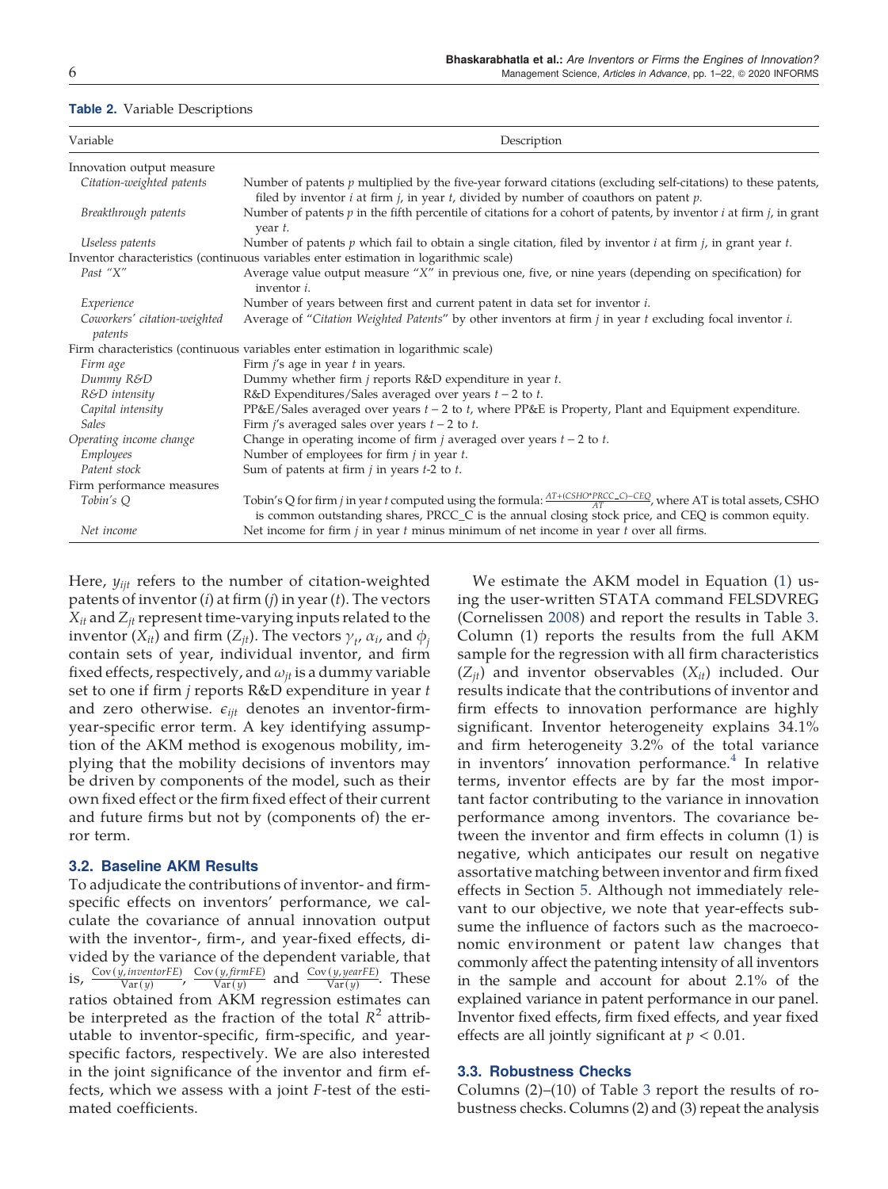**Table 2.** Variable Descriptions

| Variable | Description |
|---|---|
| Innovation output measure | |
| *Citation-weighted patents* | Number of patents $p$ multiplied by the five-year forward citations (excluding self-citations) to these patents, filed by inventor $i$ at firm $j$, in year $t$, divided by number of coauthors on patent $p$. |
| *Breakthrough patents* | Number of patents $p$ in the fifth percentile of citations for a cohort of patents, by inventor $i$ at firm $j$, in grant year $t$. |
| *Useless patents* | Number of patents $p$ which fail to obtain a single citation, filed by inventor $i$ at firm $j$, in grant year $t$. |
| Inventor characteristics (continuous variables enter estimation in logarithmic scale) | |
| *Past "X"* | Average value output measure "X" in previous one, five, or nine years (depending on specification) for inventor $i$. |
| *Experience* | Number of years between first and current patent in data set for inventor $i$. |
| *Coworkers' citation-weighted patents* | Average of "*Citation Weighted Patents*" by other inventors at firm $j$ in year $t$ excluding focal inventor $i$. |
| Firm characteristics (continuous variables enter estimation in logarithmic scale) | |
| *Firm age* | Firm $j$'s age in year $t$ in years. |
| *Dummy R&D* | Dummy whether firm $j$ reports R&D expenditure in year $t$. |
| *R&D intensity* | R&D Expenditures/Sales averaged over years $t-2$ to $t$. |
| *Capital intensity* | PP&E/Sales averaged over years $t-2$ to $t$, where PP&E is Property, Plant and Equipment expenditure. |
| *Sales* | Firm $j$'s averaged sales over years $t-2$ to $t$. |
| *Operating income change* | Change in operating income of firm $j$ averaged over years $t-2$ to $t$. |
| *Employees* | Number of employees for firm $j$ in year $t$. |
| *Patent stock* | Sum of patents at firm $j$ in years $t$-2 to $t$. |
| Firm performance measures | |
| *Tobin's Q* | Tobin's Q for firm $j$ in year $t$ computed using the formula: $\frac{AT+(CSHO*PRCC\_C)-CEQ}{AT}$, where AT is total assets, CSHO is common outstanding shares, PRCC_C is the annual closing stock price, and CEQ is common equity. |
| *Net income* | Net income for firm $j$ in year $t$ minus minimum of net income in year $t$ over all firms. |

Here, $y_{ijt}$ refers to the number of citation-weighted patents of inventor ($i$) at firm ($j$) in year ($t$). The vectors $X_{it}$ and $Z_{jt}$ represent time-varying inputs related to the inventor ($X_{it}$) and firm ($Z_{jt}$). The vectors $\gamma_t$, $\alpha_i$, and $\phi_j$ contain sets of year, individual inventor, and firm fixed effects, respectively, and $\omega_{jt}$ is a dummy variable set to one if firm $j$ reports R&D expenditure in year $t$ and zero otherwise. $\epsilon_{ijt}$ denotes an inventor-firm-year-specific error term. A key identifying assumption of the AKM method is exogenous mobility, implying that the mobility decisions of inventors may be driven by components of the model, such as their own fixed effect or the firm fixed effect of their current and future firms but not by (components of) the error term.

### 3.2. Baseline AKM Results

To adjudicate the contributions of inventor- and firm-specific effects on inventors' performance, we calculate the covariance of annual innovation output with the inventor-, firm-, and year-fixed effects, divided by the variance of the dependent variable, that is, $\frac{\mathrm{Cov}(y, inventorFE)}{\mathrm{Var}(y)}$, $\frac{\mathrm{Cov}(y, firmFE)}{\mathrm{Var}(y)}$ and $\frac{\mathrm{Cov}(y, yearFE)}{\mathrm{Var}(y)}$. These ratios obtained from AKM regression estimates can be interpreted as the fraction of the total $R^2$ attributable to inventor-specific, firm-specific, and year-specific factors, respectively. We are also interested in the joint significance of the inventor and firm effects, which we assess with a joint $F$-test of the estimated coefficients.

We estimate the AKM model in Equation (1) using the user-written STATA command FELSDVREG (Cornelissen 2008) and report the results in Table 3. Column (1) reports the results from the full AKM sample for the regression with all firm characteristics ($Z_{jt}$) and inventor observables ($X_{it}$) included. Our results indicate that the contributions of inventor and firm effects to innovation performance are highly significant. Inventor heterogeneity explains 34.1% and firm heterogeneity 3.2% of the total variance in inventors' innovation performance.[4] In relative terms, inventor effects are by far the most important factor contributing to the variance in innovation performance among inventors. The covariance between the inventor and firm effects in column (1) is negative, which anticipates our result on negative assortative matching between inventor and firm fixed effects in Section 5. Although not immediately relevant to our objective, we note that year-effects subsume the influence of factors such as the macroeconomic environment or patent law changes that commonly affect the patenting intensity of all inventors in the sample and account for about 2.1% of the explained variance in patent performance in our panel. Inventor fixed effects, firm fixed effects, and year fixed effects are all jointly significant at $p < 0.01$.

### 3.3. Robustness Checks

Columns (2)–(10) of Table 3 report the results of robustness checks. Columns (2) and (3) repeat the analysis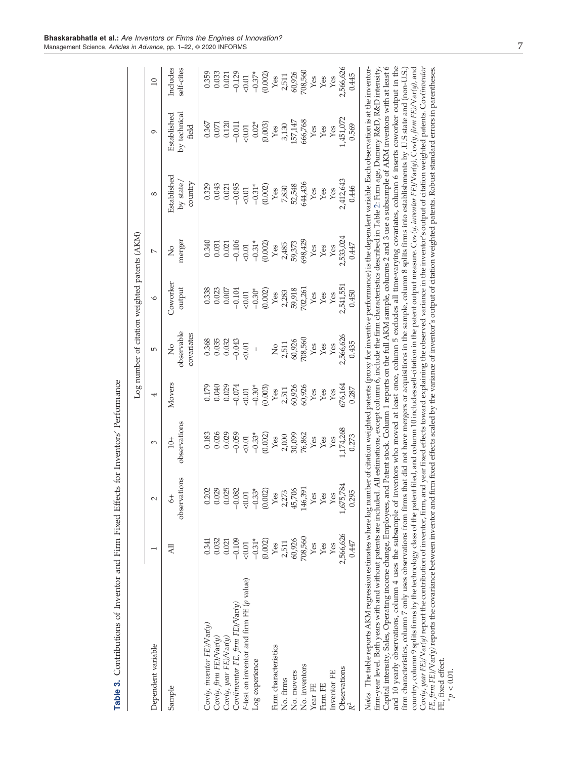**Table 3.** Contributions of Inventor and Firm Fixed Effects for Inventors' Performance

| Dependent variable | Log number of citation weighted patents (AKM) | | | | | | | | | |
|---|---|---|---|---|---|---|---|---|---|---|
| | 1 | 2 | 3 | 4 | 5 | 6 | 7 | 8 | 9 | 10 |
| Sample | All | 6+ observations | 10+ observations | Movers | No observable covariates | Coworker output | No merger | Established by state/country | Established by technical field | Includes self-cites |
| Cov(*y*, *inventor FE*)/Var(*y*) | 0.341 | 0.202 | 0.183 | 0.179 | 0.368 | 0.338 | 0.340 | 0.329 | 0.367 | 0.359 |
| Cov(*y*, *firm FE*)/Var(*y*) | 0.032 | 0.029 | 0.026 | 0.040 | 0.035 | 0.023 | 0.031 | 0.043 | 0.071 | 0.033 |
| Cov(*y*, *year FE*)/Var(*y*) | 0.021 | 0.025 | 0.029 | 0.029 | 0.032 | 0.007 | 0.021 | 0.021 | 0.120 | 0.021 |
| Cov(*inventor FE*, *firm FE*)/Var(*y*) | −0.109 | −0.082 | −0.059 | −0.074 | −0.043 | −0.104 | −0.106 | −0.095 | −0.011 | −0.129 |
| *F*-test on inventor and firm FE (*p* value) | <0.01 | <0.01 | <0.01 | <0.01 | <0.01 | <0.01 | <0.01 | <0.01 | <0.01 | <0.01 |
| Log experience | −0.31* | −0.33* | −0.33* | −0.30* | – | −0.30* | −0.31* | −0.31* | 0.02* | −0.37* |
| | (0.002) | (0.002) | (0.002) | (0.003) | | (0.002) | (0.002) | (0.002) | (0.003) | (0.002) |
| Firm characteristics | Yes | Yes | Yes | Yes | No | Yes | Yes | Yes | Yes | Yes |
| No. firms | 2,511 | 2,273 | 2,000 | 2,511 | 2,511 | 2,283 | 2,485 | 7,830 | 3,130 | 2,511 |
| No. movers | 60,926 | 45,706 | 30,099 | 60,926 | 60,926 | 59,918 | 59,373 | 52,548 | 157,147 | 60,926 |
| No. inventors | 708,560 | 146,391 | 76,862 | 60,926 | 708,560 | 702,261 | 698,429 | 644,436 | 666,768 | 708,560 |
| Year FE | Yes | Yes | Yes | Yes | Yes | Yes | Yes | Yes | Yes | Yes |
| Firm FE | Yes | Yes | Yes | Yes | Yes | Yes | Yes | Yes | Yes | Yes |
| Inventor FE | Yes | Yes | Yes | Yes | Yes | Yes | Yes | Yes | Yes | Yes |
| Observations | 2,566,626 | 1,675,784 | 1,174,268 | 676,164 | 2,566,626 | 2,541,551 | 2,533,024 | 2,412,643 | 1,451,072 | 2,566,626 |
| $R^2$ | 0.447 | 0.295 | 0.273 | 0.287 | 0.435 | 0.450 | 0.447 | 0.446 | 0.569 | 0.445 |

*Notes.* The table reports AKM regression estimates where log number of citation weighted patents (proxy for inventive performance) is the dependent variable. Each observation is at the inventor-firm-year level. Both years with and without patents are included. All estimations, except column 6, include the firm characteristics described in Table 2: Firm age, Dummy R&D, R&D intensity, Capital intensity, Sales, Operating income change, Employees, and Patent stock. Column 1 reports on the full AKM sample, columns 2 and 3 use a subsample of AKM inventors with at least 6 and 10 yearly observations, column 4 uses the subsample of inventors who moved at least once, column 5 excludes all time-varying covariates, column 6 inserts coworker output in the firm characteristics, column 7 only uses observations from firms that did not have mergers or acquisitions in the sample, column 8 splits firms into establishments by U.S state and (non-U.S.) country, column 9 splits firms by the technology class of the patent filed, and column 10 includes self-citation in the patent output measure. Cov(*y*, *inventor FE*)/Var(*y*), Cov(*y*, *firm FE*)/Var(*y*), and Cov(*y*, *year FE*)/Var(*y*) report the contribution of inventor, firm, and year fixed effects toward explaining the observed variance in the inventor's output of citation weighted patents. Cov(*inventor FE*, *firm FE*)/Var(*y*) reports the covariance between inventor and firm fixed effects scaled by the variance of inventor's output of citation weighted patents. Robust standard errors in parentheses. FE, fixed effect.

*$p < 0.01$.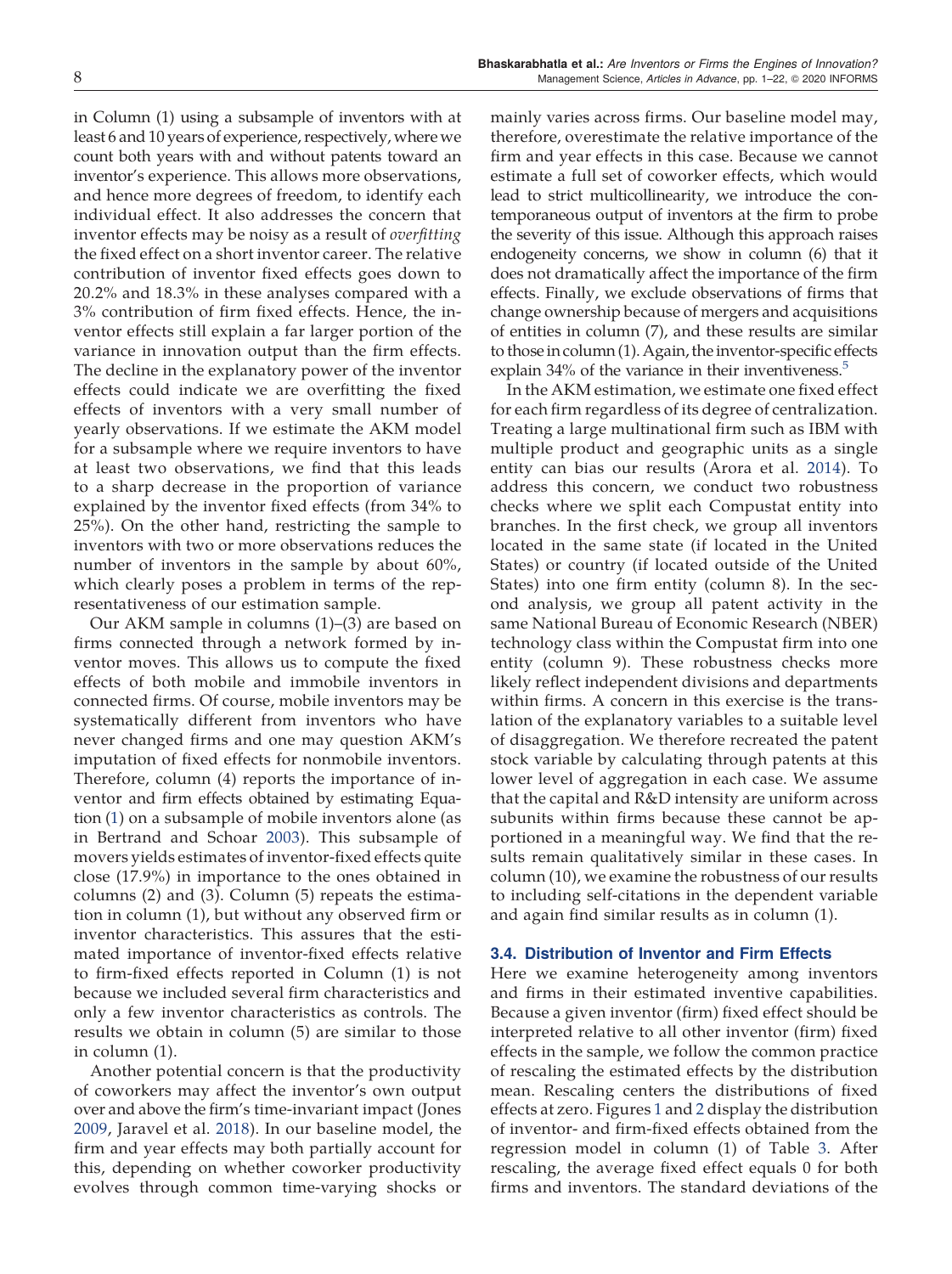in Column (1) using a subsample of inventors with at least 6 and 10 years of experience, respectively, where we count both years with and without patents toward an inventor's experience. This allows more observations, and hence more degrees of freedom, to identify each individual effect. It also addresses the concern that inventor effects may be noisy as a result of *overfitting* the fixed effect on a short inventor career. The relative contribution of inventor fixed effects goes down to 20.2% and 18.3% in these analyses compared with a 3% contribution of firm fixed effects. Hence, the inventor effects still explain a far larger portion of the variance in innovation output than the firm effects. The decline in the explanatory power of the inventor effects could indicate we are overfitting the fixed effects of inventors with a very small number of yearly observations. If we estimate the AKM model for a subsample where we require inventors to have at least two observations, we find that this leads to a sharp decrease in the proportion of variance explained by the inventor fixed effects (from 34% to 25%). On the other hand, restricting the sample to inventors with two or more observations reduces the number of inventors in the sample by about 60%, which clearly poses a problem in terms of the representativeness of our estimation sample.

Our AKM sample in columns (1)–(3) are based on firms connected through a network formed by inventor moves. This allows us to compute the fixed effects of both mobile and immobile inventors in connected firms. Of course, mobile inventors may be systematically different from inventors who have never changed firms and one may question AKM's imputation of fixed effects for nonmobile inventors. Therefore, column (4) reports the importance of inventor and firm effects obtained by estimating Equation (1) on a subsample of mobile inventors alone (as in Bertrand and Schoar 2003). This subsample of movers yields estimates of inventor-fixed effects quite close (17.9%) in importance to the ones obtained in columns (2) and (3). Column (5) repeats the estimation in column (1), but without any observed firm or inventor characteristics. This assures that the estimated importance of inventor-fixed effects relative to firm-fixed effects reported in Column (1) is not because we included several firm characteristics and only a few inventor characteristics as controls. The results we obtain in column (5) are similar to those in column (1).

Another potential concern is that the productivity of coworkers may affect the inventor's own output over and above the firm's time-invariant impact (Jones 2009, Jaravel et al. 2018). In our baseline model, the firm and year effects may both partially account for this, depending on whether coworker productivity evolves through common time-varying shocks or mainly varies across firms. Our baseline model may, therefore, overestimate the relative importance of the firm and year effects in this case. Because we cannot estimate a full set of coworker effects, which would lead to strict multicollinearity, we introduce the contemporaneous output of inventors at the firm to probe the severity of this issue. Although this approach raises endogeneity concerns, we show in column (6) that it does not dramatically affect the importance of the firm effects. Finally, we exclude observations of firms that change ownership because of mergers and acquisitions of entities in column (7), and these results are similar to those in column (1). Again, the inventor-specific effects explain 34% of the variance in their inventiveness.[5]

In the AKM estimation, we estimate one fixed effect for each firm regardless of its degree of centralization. Treating a large multinational firm such as IBM with multiple product and geographic units as a single entity can bias our results (Arora et al. 2014). To address this concern, we conduct two robustness checks where we split each Compustat entity into branches. In the first check, we group all inventors located in the same state (if located in the United States) or country (if located outside of the United States) into one firm entity (column 8). In the second analysis, we group all patent activity in the same National Bureau of Economic Research (NBER) technology class within the Compustat firm into one entity (column 9). These robustness checks more likely reflect independent divisions and departments within firms. A concern in this exercise is the translation of the explanatory variables to a suitable level of disaggregation. We therefore recreated the patent stock variable by calculating through patents at this lower level of aggregation in each case. We assume that the capital and R&D intensity are uniform across subunits within firms because these cannot be apportioned in a meaningful way. We find that the results remain qualitatively similar in these cases. In column (10), we examine the robustness of our results to including self-citations in the dependent variable and again find similar results as in column (1).

### 3.4. Distribution of Inventor and Firm Effects

Here we examine heterogeneity among inventors and firms in their estimated inventive capabilities. Because a given inventor (firm) fixed effect should be interpreted relative to all other inventor (firm) fixed effects in the sample, we follow the common practice of rescaling the estimated effects by the distribution mean. Rescaling centers the distributions of fixed effects at zero. Figures 1 and 2 display the distribution of inventor- and firm-fixed effects obtained from the regression model in column (1) of Table 3. After rescaling, the average fixed effect equals 0 for both firms and inventors. The standard deviations of the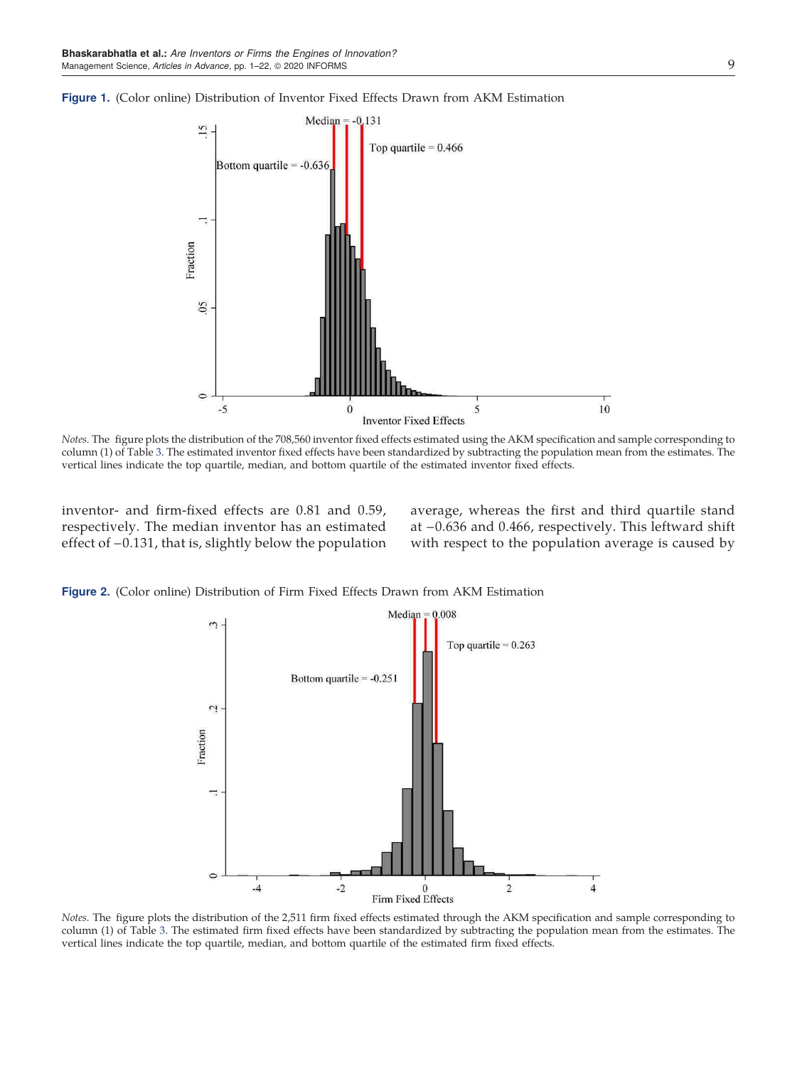**Figure 1.** (Color online) Distribution of Inventor Fixed Effects Drawn from AKM Estimation

*Notes.* The figure plots the distribution of the 708,560 inventor fixed effects estimated using the AKM specification and sample corresponding to column (1) of Table 3. The estimated inventor fixed effects have been standardized by subtracting the population mean from the estimates. The vertical lines indicate the top quartile, median, and bottom quartile of the estimated inventor fixed effects.

inventor- and firm-fixed effects are 0.81 and 0.59, respectively. The median inventor has an estimated effect of −0.131, that is, slightly below the population average, whereas the first and third quartile stand at −0.636 and 0.466, respectively. This leftward shift with respect to the population average is caused by

**Figure 2.** (Color online) Distribution of Firm Fixed Effects Drawn from AKM Estimation

*Notes.* The figure plots the distribution of the 2,511 firm fixed effects estimated through the AKM specification and sample corresponding to column (1) of Table 3. The estimated firm fixed effects have been standardized by subtracting the population mean from the estimates. The vertical lines indicate the top quartile, median, and bottom quartile of the estimated firm fixed effects.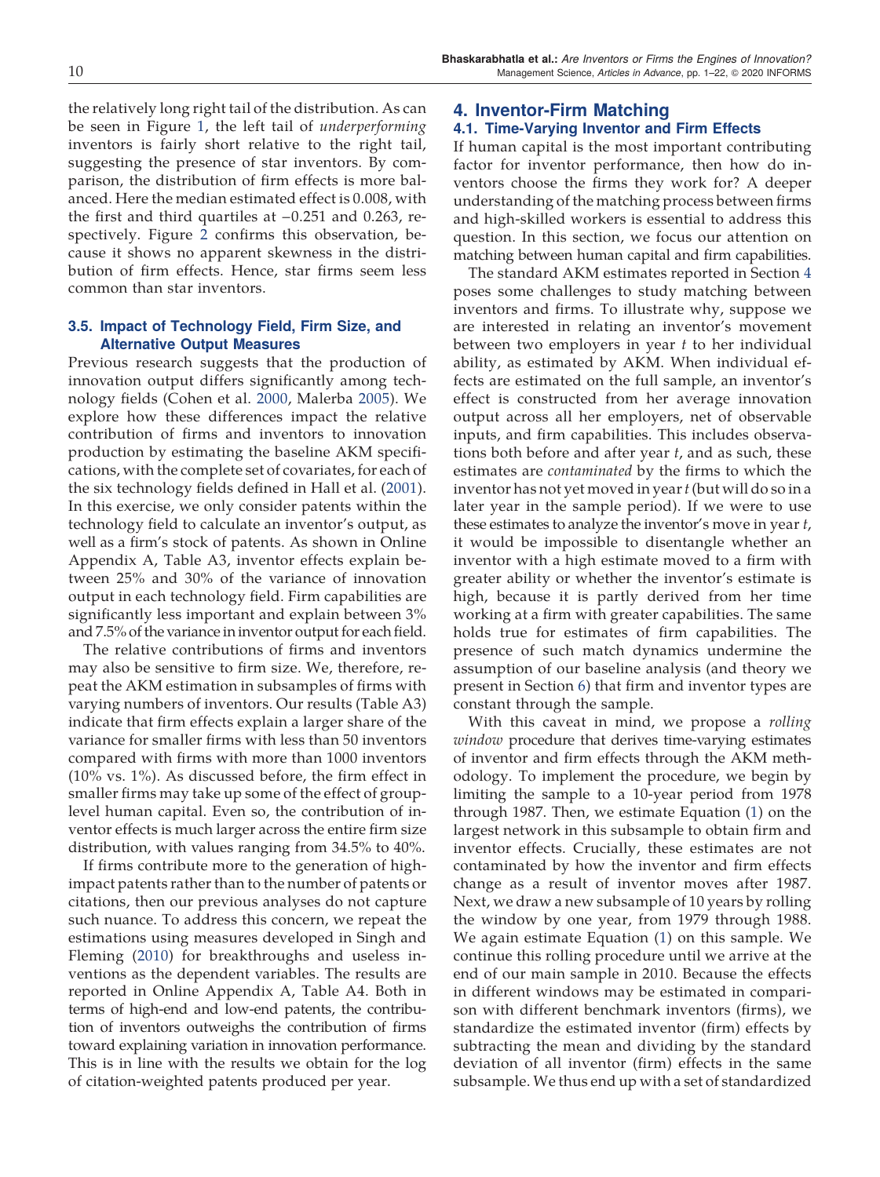the relatively long right tail of the distribution. As can be seen in Figure 1, the left tail of *underperforming* inventors is fairly short relative to the right tail, suggesting the presence of star inventors. By comparison, the distribution of firm effects is more balanced. Here the median estimated effect is 0.008, with the first and third quartiles at −0.251 and 0.263, respectively. Figure 2 confirms this observation, because it shows no apparent skewness in the distribution of firm effects. Hence, star firms seem less common than star inventors.

### 3.5. Impact of Technology Field, Firm Size, and Alternative Output Measures

Previous research suggests that the production of innovation output differs significantly among technology fields (Cohen et al. 2000, Malerba 2005). We explore how these differences impact the relative contribution of firms and inventors to innovation production by estimating the baseline AKM specifications, with the complete set of covariates, for each of the six technology fields defined in Hall et al. (2001). In this exercise, we only consider patents within the technology field to calculate an inventor's output, as well as a firm's stock of patents. As shown in Online Appendix A, Table A3, inventor effects explain between 25% and 30% of the variance of innovation output in each technology field. Firm capabilities are significantly less important and explain between 3% and 7.5% of the variance in inventor output for each field.

The relative contributions of firms and inventors may also be sensitive to firm size. We, therefore, repeat the AKM estimation in subsamples of firms with varying numbers of inventors. Our results (Table A3) indicate that firm effects explain a larger share of the variance for smaller firms with less than 50 inventors compared with firms with more than 1000 inventors (10% vs. 1%). As discussed before, the firm effect in smaller firms may take up some of the effect of group-level human capital. Even so, the contribution of inventor effects is much larger across the entire firm size distribution, with values ranging from 34.5% to 40%.

If firms contribute more to the generation of high-impact patents rather than to the number of patents or citations, then our previous analyses do not capture such nuance. To address this concern, we repeat the estimations using measures developed in Singh and Fleming (2010) for breakthroughs and useless inventions as the dependent variables. The results are reported in Online Appendix A, Table A4. Both in terms of high-end and low-end patents, the contribution of inventors outweighs the contribution of firms toward explaining variation in innovation performance. This is in line with the results we obtain for the log of citation-weighted patents produced per year.

## 4. Inventor-Firm Matching

### 4.1. Time-Varying Inventor and Firm Effects

If human capital is the most important contributing factor for inventor performance, then how do inventors choose the firms they work for? A deeper understanding of the matching process between firms and high-skilled workers is essential to address this question. In this section, we focus our attention on matching between human capital and firm capabilities.

The standard AKM estimates reported in Section 4 poses some challenges to study matching between inventors and firms. To illustrate why, suppose we are interested in relating an inventor's movement between two employers in year $t$ to her individual ability, as estimated by AKM. When individual effects are estimated on the full sample, an inventor's effect is constructed from her average innovation output across all her employers, net of observable inputs, and firm capabilities. This includes observations both before and after year $t$, and as such, these estimates are *contaminated* by the firms to which the inventor has not yet moved in year $t$ (but will do so in a later year in the sample period). If we were to use these estimates to analyze the inventor's move in year $t$, it would be impossible to disentangle whether an inventor with a high estimate moved to a firm with greater ability or whether the inventor's estimate is high, because it is partly derived from her time working at a firm with greater capabilities. The same holds true for estimates of firm capabilities. The presence of such match dynamics undermine the assumption of our baseline analysis (and theory we present in Section 6) that firm and inventor types are constant through the sample.

With this caveat in mind, we propose a *rolling window* procedure that derives time-varying estimates of inventor and firm effects through the AKM methodology. To implement the procedure, we begin by limiting the sample to a 10-year period from 1978 through 1987. Then, we estimate Equation (1) on the largest network in this subsample to obtain firm and inventor effects. Crucially, these estimates are not contaminated by how the inventor and firm effects change as a result of inventor moves after 1987. Next, we draw a new subsample of 10 years by rolling the window by one year, from 1979 through 1988. We again estimate Equation (1) on this sample. We continue this rolling procedure until we arrive at the end of our main sample in 2010. Because the effects in different windows may be estimated in comparison with different benchmark inventors (firms), we standardize the estimated inventor (firm) effects by subtracting the mean and dividing by the standard deviation of all inventor (firm) effects in the same subsample. We thus end up with a set of standardized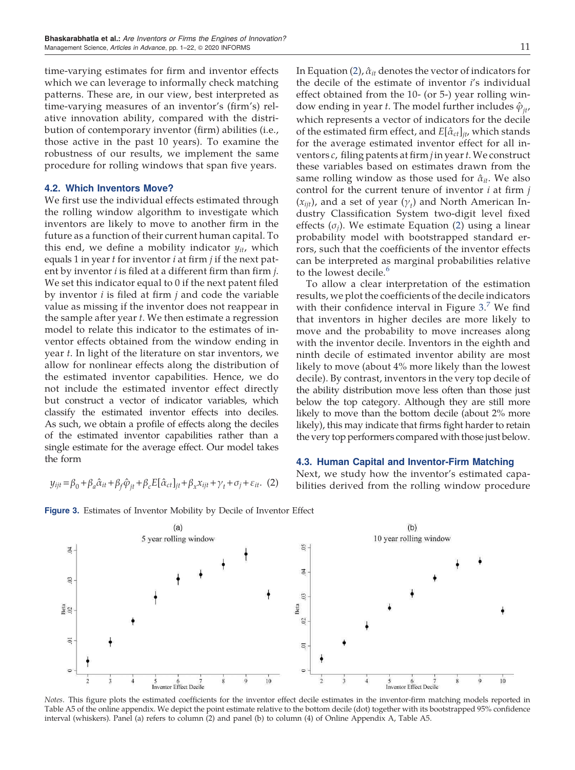time-varying estimates for firm and inventor effects which we can leverage to informally check matching patterns. These are, in our view, best interpreted as time-varying measures of an inventor's (firm's) relative innovation ability, compared with the distribution of contemporary inventor (firm) abilities (i.e., those active in the past 10 years). To examine the robustness of our results, we implement the same procedure for rolling windows that span five years.

### 4.2. Which Inventors Move?

We first use the individual effects estimated through the rolling window algorithm to investigate which inventors are likely to move to another firm in the future as a function of their current human capital. To this end, we define a mobility indicator $y_{it}$, which equals 1 in year $t$ for inventor $i$ at firm $j$ if the next patent by inventor $i$ is filed at a different firm than firm $j$. We set this indicator equal to 0 if the next patent filed by inventor $i$ is filed at firm $j$ and code the variable value as missing if the inventor does not reappear in the sample after year $t$. We then estimate a regression model to relate this indicator to the estimates of inventor effects obtained from the window ending in year $t$. In light of the literature on star inventors, we allow for nonlinear effects along the distribution of the estimated inventor capabilities. Hence, we do not include the estimated inventor effect directly but construct a vector of indicator variables, which classify the estimated inventor effects into deciles. As such, we obtain a profile of effects along the deciles of the estimated inventor capabilities rather than a single estimate for the average effect. Our model takes the form

$$y_{ijt} = \beta_0 + \beta_a \hat{\alpha}_{it} + \beta_f \hat{\varphi}_{jt} + \beta_c E[\hat{\alpha}_{ct}]_{jt} + \beta_x x_{ijt} + \gamma_t + \sigma_j + \varepsilon_{it}. \quad (2)$$

In Equation (2), $\hat{\alpha}_{it}$ denotes the vector of indicators for the decile of the estimate of inventor $i$'s individual effect obtained from the 10- (or 5-) year rolling window ending in year $t$. The model further includes $\hat{\varphi}_{jt}$, which represents a vector of indicators for the decile of the estimated firm effect, and $E[\hat{\alpha}_{ct}]_{jt}$, which stands for the average estimated inventor effect for all inventors $c$, filing patents at firm $j$ in year $t$. We construct these variables based on estimates drawn from the same rolling window as those used for $\hat{\alpha}_{it}$. We also control for the current tenure of inventor $i$ at firm $j$ ($x_{ijt}$), and a set of year ($\gamma_t$) and North American Industry Classification System two-digit level fixed effects ($\sigma_j$). We estimate Equation (2) using a linear probability model with bootstrapped standard errors, such that the coefficients of the inventor effects can be interpreted as marginal probabilities relative to the lowest decile.[6]

To allow a clear interpretation of the estimation results, we plot the coefficients of the decile indicators with their confidence interval in Figure 3.[7] We find that inventors in higher deciles are more likely to move and the probability to move increases along with the inventor decile. Inventors in the eighth and ninth decile of estimated inventor ability are most likely to move (about 4% more likely than the lowest decile). By contrast, inventors in the very top decile of the ability distribution move less often than those just below the top category. Although they are still more likely to move than the bottom decile (about 2% more likely), this may indicate that firms fight harder to retain the very top performers compared with those just below.

### 4.3. Human Capital and Inventor-Firm Matching

Next, we study how the inventor's estimated capabilities derived from the rolling window procedure

**Figure 3.** Estimates of Inventor Mobility by Decile of Inventor Effect

*Notes.* This figure plots the estimated coefficients for the inventor effect decile estimates in the inventor-firm matching models reported in Table A5 of the online appendix. We depict the point estimate relative to the bottom decile (dot) together with its bootstrapped 95% confidence interval (whiskers). Panel (a) refers to column (2) and panel (b) to column (4) of Online Appendix A, Table A5.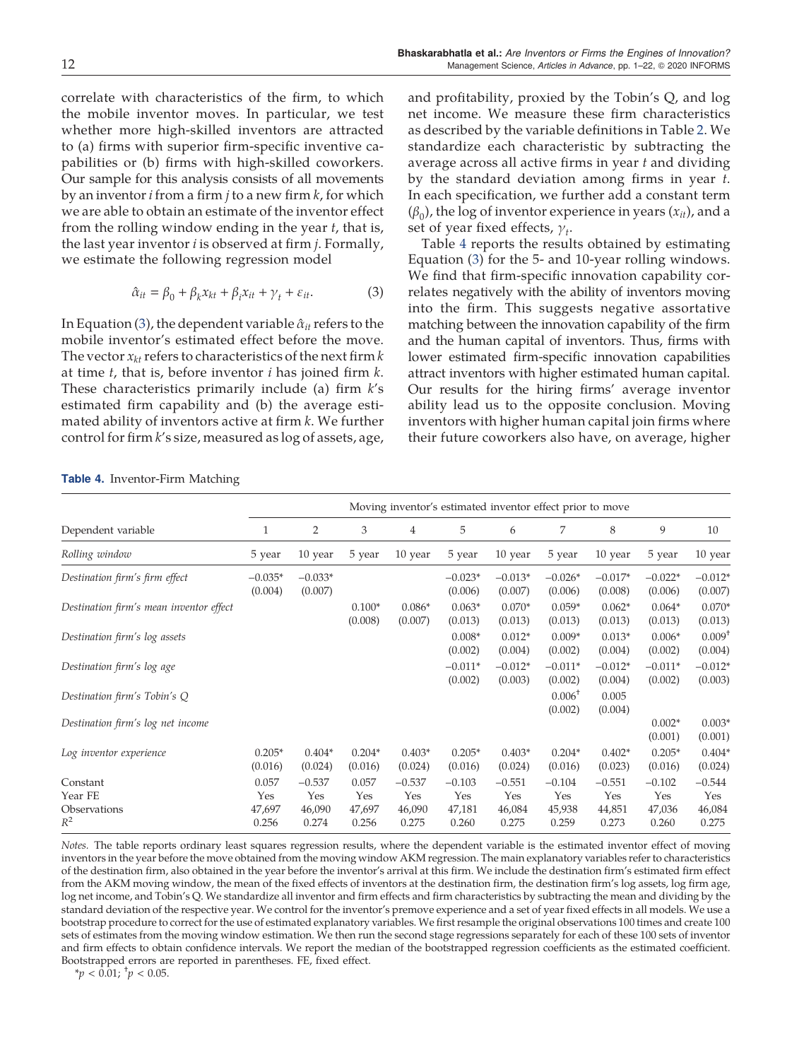correlate with characteristics of the firm, to which the mobile inventor moves. In particular, we test whether more high-skilled inventors are attracted to (a) firms with superior firm-specific inventive capabilities or (b) firms with high-skilled coworkers. Our sample for this analysis consists of all movements by an inventor $i$ from a firm $j$ to a new firm $k$, for which we are able to obtain an estimate of the inventor effect from the rolling window ending in the year $t$, that is, the last year inventor $i$ is observed at firm $j$. Formally, we estimate the following regression model

$$\hat{\alpha}_{it} = \beta_0 + \beta_k x_{kt} + \beta_i x_{it} + \gamma_t + \varepsilon_{it}. \tag{3}$$

In Equation (3), the dependent variable $\hat{\alpha}_{it}$ refers to the mobile inventor's estimated effect before the move. The vector $x_{kt}$ refers to characteristics of the next firm $k$ at time $t$, that is, before inventor $i$ has joined firm $k$. These characteristics primarily include (a) firm $k$'s estimated firm capability and (b) the average estimated ability of inventors active at firm $k$. We further control for firm $k$'s size, measured as log of assets, age, and profitability, proxied by the Tobin's Q, and log net income. We measure these firm characteristics as described by the variable definitions in Table 2. We standardize each characteristic by subtracting the average across all active firms in year $t$ and dividing by the standard deviation among firms in year $t$. In each specification, we further add a constant term ($\beta_0$), the log of inventor experience in years ($x_{it}$), and a set of year fixed effects, $\gamma_t$.

Table 4 reports the results obtained by estimating Equation (3) for the 5- and 10-year rolling windows. We find that firm-specific innovation capability correlates negatively with the ability of inventors moving into the firm. This suggests negative assortative matching between the innovation capability of the firm and the human capital of inventors. Thus, firms with lower estimated firm-specific innovation capabilities attract inventors with higher estimated human capital. Our results for the hiring firms' average inventor ability lead us to the opposite conclusion. Moving inventors with higher human capital join firms where their future coworkers also have, on average, higher

**Table 4.** Inventor-Firm Matching

| Dependent variable | Moving inventor's estimated inventor effect prior to move | | | | | | | | | |
|---|---|---|---|---|---|---|---|---|---|---|
| | 1 | 2 | 3 | 4 | 5 | 6 | 7 | 8 | 9 | 10 |
| *Rolling window* | 5 year | 10 year | 5 year | 10 year | 5 year | 10 year | 5 year | 10 year | 5 year | 10 year |
| *Destination firm's firm effect* | −0.035* (0.004) | −0.033* (0.007) | | | −0.023* (0.006) | −0.013* (0.007) | −0.026* (0.006) | −0.017* (0.008) | −0.022* (0.006) | −0.012* (0.007) |
| *Destination firm's mean inventor effect* | | | 0.100* (0.008) | 0.086* (0.007) | 0.063* (0.013) | 0.070* (0.013) | 0.059* (0.013) | 0.062* (0.013) | 0.064* (0.013) | 0.070* (0.013) |
| *Destination firm's log assets* | | | | | 0.008* (0.002) | 0.012* (0.004) | 0.009* (0.002) | 0.013* (0.004) | 0.006* (0.002) | 0.009† (0.004) |
| *Destination firm's log age* | | | | | −0.011* (0.002) | −0.012* (0.003) | −0.011* (0.002) | −0.012* (0.004) | −0.011* (0.002) | −0.012* (0.003) |
| *Destination firm's Tobin's Q* | | | | | | | 0.006† (0.002) | 0.005 (0.004) | | |
| *Destination firm's log net income* | | | | | | | | | 0.002* (0.001) | 0.003* (0.001) |
| *Log inventor experience* | 0.205* (0.016) | 0.404* (0.024) | 0.204* (0.016) | 0.403* (0.024) | 0.205* (0.016) | 0.403* (0.024) | 0.204* (0.016) | 0.402* (0.023) | 0.205* (0.016) | 0.404* (0.024) |
| Constant | 0.057 | −0.537 | 0.057 | −0.537 | −0.103 | −0.551 | −0.104 | −0.551 | −0.102 | −0.544 |
| Year FE | Yes | Yes | Yes | Yes | Yes | Yes | Yes | Yes | Yes | Yes |
| Observations | 47,697 | 46,090 | 47,697 | 46,090 | 47,181 | 46,084 | 45,938 | 44,851 | 47,036 | 46,084 |
| $R^2$ | 0.256 | 0.274 | 0.256 | 0.275 | 0.260 | 0.275 | 0.259 | 0.273 | 0.260 | 0.275 |

*Notes.* The table reports ordinary least squares regression results, where the dependent variable is the estimated inventor effect of moving inventors in the year before the move obtained from the moving window AKM regression. The main explanatory variables refer to characteristics of the destination firm, also obtained in the year before the inventor's arrival at this firm. We include the destination firm's estimated firm effect from the AKM moving window, the mean of the fixed effects of inventors at the destination firm, the destination firm's log assets, log firm age, log net income, and Tobin's Q. We standardize all inventor and firm effects and firm characteristics by subtracting the mean and dividing by the standard deviation of the respective year. We control for the inventor's premove experience and a set of year fixed effects in all models. We use a bootstrap procedure to correct for the use of estimated explanatory variables. We first resample the original observations 100 times and create 100 sets of estimates from the moving window estimation. We then run the second stage regressions separately for each of these 100 sets of inventor and firm effects to obtain confidence intervals. We report the median of the bootstrapped regression coefficients as the estimated coefficient. Bootstrapped errors are reported in parentheses. FE, fixed effect.

*$p < 0.01$; †$p < 0.05$.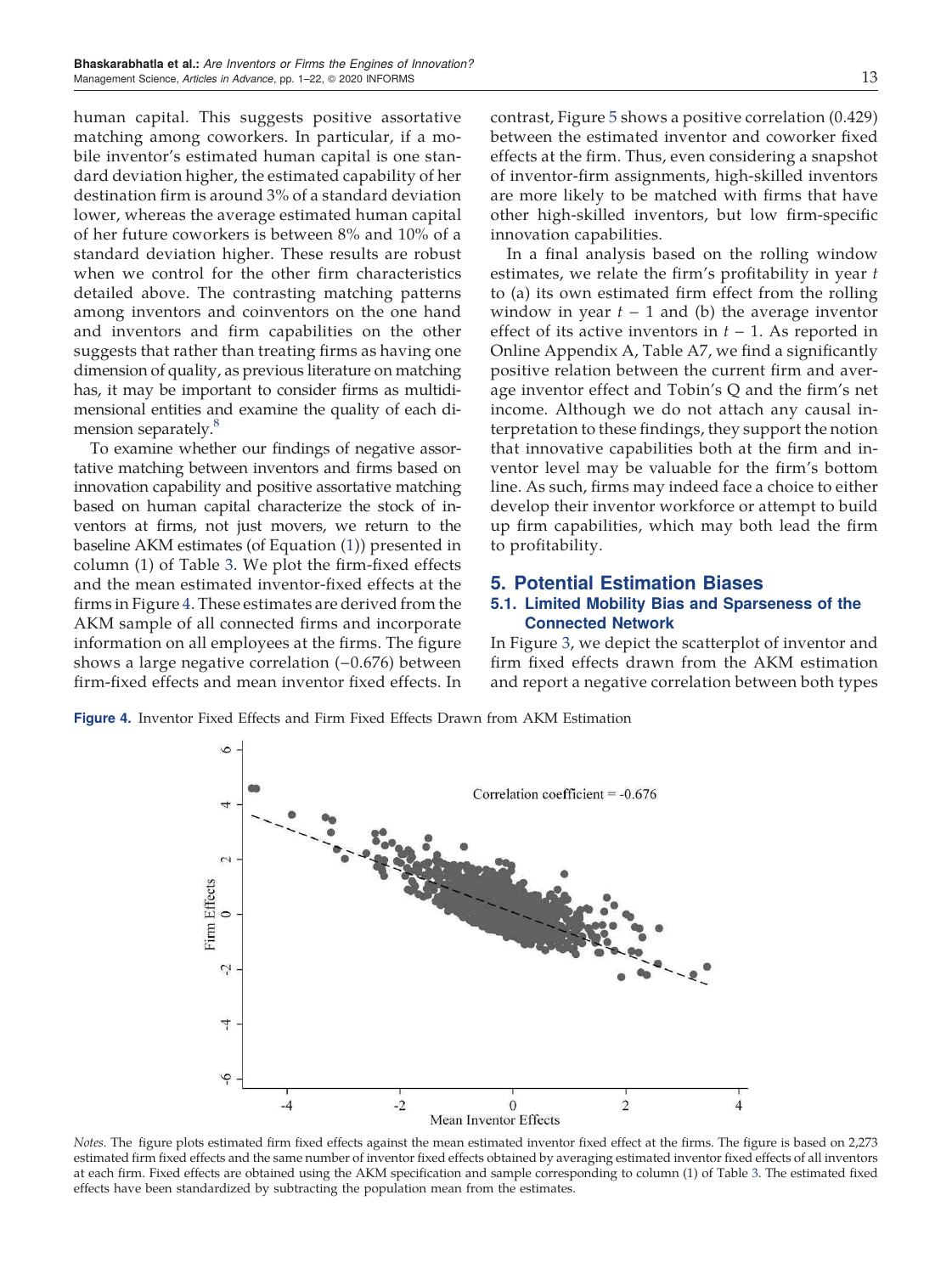human capital. This suggests positive assortative matching among coworkers. In particular, if a mobile inventor's estimated human capital is one standard deviation higher, the estimated capability of her destination firm is around 3% of a standard deviation lower, whereas the average estimated human capital of her future coworkers is between 8% and 10% of a standard deviation higher. These results are robust when we control for the other firm characteristics detailed above. The contrasting matching patterns among inventors and coinventors on the one hand and inventors and firm capabilities on the other suggests that rather than treating firms as having one dimension of quality, as previous literature on matching has, it may be important to consider firms as multidimensional entities and examine the quality of each dimension separately.[8]

To examine whether our findings of negative assortative matching between inventors and firms based on innovation capability and positive assortative matching based on human capital characterize the stock of inventors at firms, not just movers, we return to the baseline AKM estimates (of Equation (1)) presented in column (1) of Table 3. We plot the firm-fixed effects and the mean estimated inventor-fixed effects at the firms in Figure 4. These estimates are derived from the AKM sample of all connected firms and incorporate information on all employees at the firms. The figure shows a large negative correlation (−0.676) between firm-fixed effects and mean inventor fixed effects. In contrast, Figure 5 shows a positive correlation (0.429) between the estimated inventor and coworker fixed effects at the firm. Thus, even considering a snapshot of inventor-firm assignments, high-skilled inventors are more likely to be matched with firms that have other high-skilled inventors, but low firm-specific innovation capabilities.

In a final analysis based on the rolling window estimates, we relate the firm's profitability in year $t$ to (a) its own estimated firm effect from the rolling window in year $t-1$ and (b) the average inventor effect of its active inventors in $t-1$. As reported in Online Appendix A, Table A7, we find a significantly positive relation between the current firm and average inventor effect and Tobin's Q and the firm's net income. Although we do not attach any causal interpretation to these findings, they support the notion that innovative capabilities both at the firm and inventor level may be valuable for the firm's bottom line. As such, firms may indeed face a choice to either develop their inventor workforce or attempt to build up firm capabilities, which may both lead the firm to profitability.

## 5. Potential Estimation Biases

### 5.1. Limited Mobility Bias and Sparseness of the Connected Network

In Figure 3, we depict the scatterplot of inventor and firm fixed effects drawn from the AKM estimation and report a negative correlation between both types

**Figure 4.** Inventor Fixed Effects and Firm Fixed Effects Drawn from AKM Estimation

*Notes.* The figure plots estimated firm fixed effects against the mean estimated inventor fixed effect at the firms. The figure is based on 2,273 estimated firm fixed effects and the same number of inventor fixed effects obtained by averaging estimated inventor fixed effects of all inventors at each firm. Fixed effects are obtained using the AKM specification and sample corresponding to column (1) of Table 3. The estimated fixed effects have been standardized by subtracting the population mean from the estimates.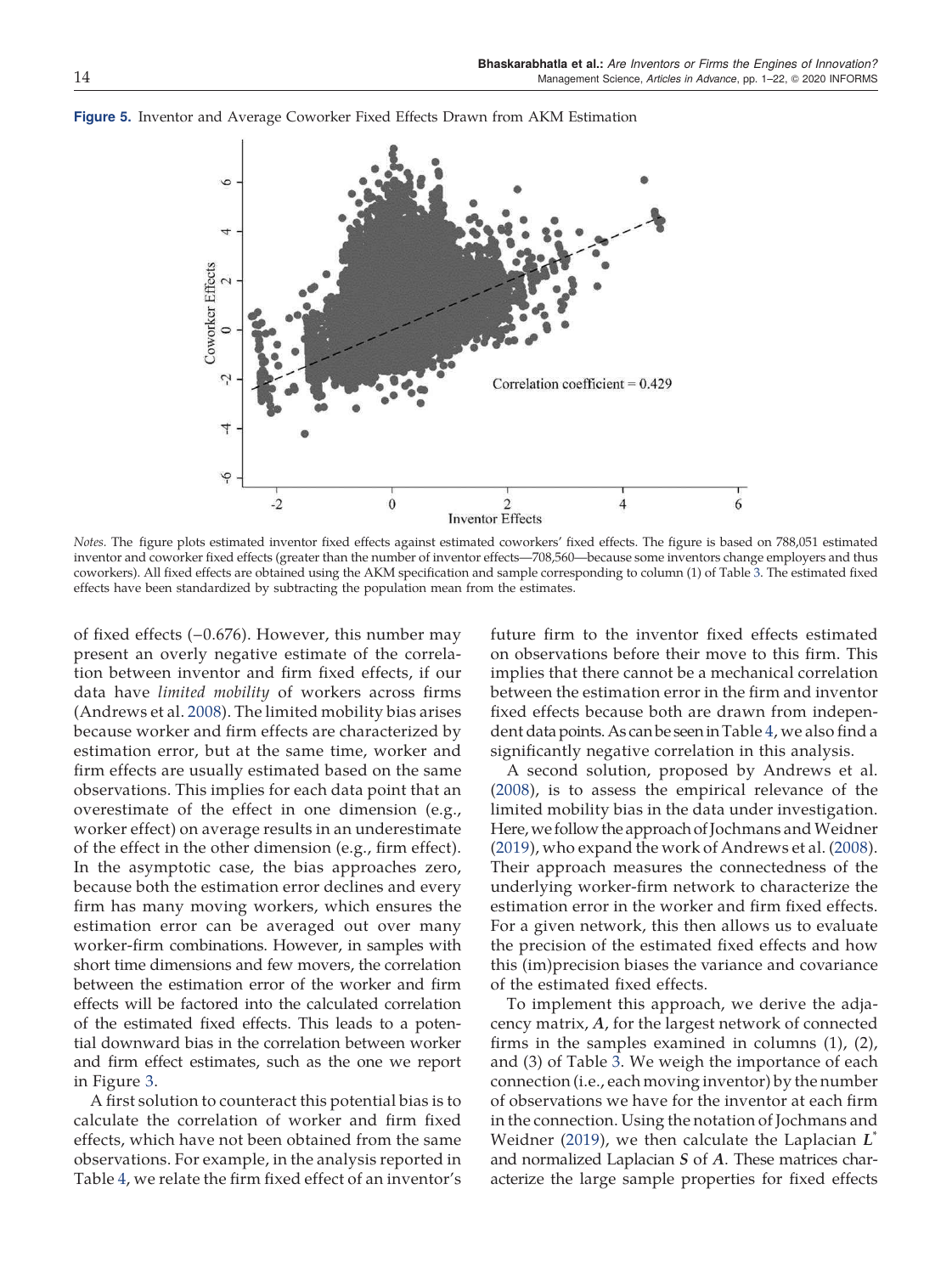**Figure 5.** Inventor and Average Coworker Fixed Effects Drawn from AKM Estimation

*Notes.* The figure plots estimated inventor fixed effects against estimated coworkers' fixed effects. The figure is based on 788,051 estimated inventor and coworker fixed effects (greater than the number of inventor effects—708,560—because some inventors change employers and thus coworkers). All fixed effects are obtained using the AKM specification and sample corresponding to column (1) of Table 3. The estimated fixed effects have been standardized by subtracting the population mean from the estimates.

of fixed effects (−0.676). However, this number may present an overly negative estimate of the correlation between inventor and firm fixed effects, if our data have *limited mobility* of workers across firms (Andrews et al. 2008). The limited mobility bias arises because worker and firm effects are characterized by estimation error, but at the same time, worker and firm effects are usually estimated based on the same observations. This implies for each data point that an overestimate of the effect in one dimension (e.g., worker effect) on average results in an underestimate of the effect in the other dimension (e.g., firm effect). In the asymptotic case, the bias approaches zero, because both the estimation error declines and every firm has many moving workers, which ensures the estimation error can be averaged out over many worker-firm combinations. However, in samples with short time dimensions and few movers, the correlation between the estimation error of the worker and firm effects will be factored into the calculated correlation of the estimated fixed effects. This leads to a potential downward bias in the correlation between worker and firm effect estimates, such as the one we report in Figure 3.

A first solution to counteract this potential bias is to calculate the correlation of worker and firm fixed effects, which have not been obtained from the same observations. For example, in the analysis reported in Table 4, we relate the firm fixed effect of an inventor's future firm to the inventor fixed effects estimated on observations before their move to this firm. This implies that there cannot be a mechanical correlation between the estimation error in the firm and inventor fixed effects because both are drawn from independent data points. As can be seen in Table 4, we also find a significantly negative correlation in this analysis.

A second solution, proposed by Andrews et al. (2008), is to assess the empirical relevance of the limited mobility bias in the data under investigation. Here, we follow the approach of Jochmans and Weidner (2019), who expand the work of Andrews et al. (2008). Their approach measures the connectedness of the underlying worker-firm network to characterize the estimation error in the worker and firm fixed effects. For a given network, this then allows us to evaluate the precision of the estimated fixed effects and how this (im)precision biases the variance and covariance of the estimated fixed effects.

To implement this approach, we derive the adjacency matrix, $\boldsymbol{A}$, for the largest network of connected firms in the samples examined in columns (1), (2), and (3) of Table 3. We weigh the importance of each connection (i.e., each moving inventor) by the number of observations we have for the inventor at each firm in the connection. Using the notation of Jochmans and Weidner (2019), we then calculate the Laplacian $\boldsymbol{L}^{*}$ and normalized Laplacian $\boldsymbol{S}$ of $\boldsymbol{A}$. These matrices characterize the large sample properties for fixed effects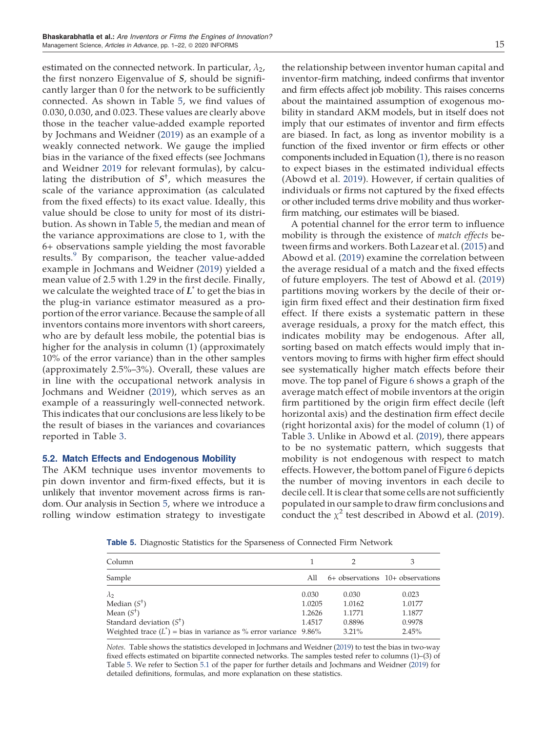estimated on the connected network. In particular, $\lambda_2$, the first nonzero Eigenvalue of $\boldsymbol{S}$, should be significantly larger than 0 for the network to be sufficiently connected. As shown in Table 5, we find values of 0.030, 0.030, and 0.023. These values are clearly above those in the teacher value-added example reported by Jochmans and Weidner (2019) as an example of a weakly connected network. We gauge the implied bias in the variance of the fixed effects (see Jochmans and Weidner 2019 for relevant formulas), by calculating the distribution of $\boldsymbol{S}^{\dagger}$, which measures the scale of the variance approximation (as calculated from the fixed effects) to its exact value. Ideally, this value should be close to unity for most of its distribution. As shown in Table 5, the median and mean of the variance approximations are close to 1, with the 6+ observations sample yielding the most favorable results.[9] By comparison, the teacher value-added example in Jochmans and Weidner (2019) yielded a mean value of 2.5 with 1.29 in the first decile. Finally, we calculate the weighted trace of $\boldsymbol{L}^{*}$ to get the bias in the plug-in variance estimator measured as a proportion of the error variance. Because the sample of all inventors contains more inventors with short careers, who are by default less mobile, the potential bias is higher for the analysis in column (1) (approximately 10% of the error variance) than in the other samples (approximately 2.5%–3%). Overall, these values are in line with the occupational network analysis in Jochmans and Weidner (2019), which serves as an example of a reassuringly well-connected network. This indicates that our conclusions are less likely to be the result of biases in the variances and covariances reported in Table 3.

### 5.2. Match Effects and Endogenous Mobility

The AKM technique uses inventor movements to pin down inventor and firm-fixed effects, but it is unlikely that inventor movement across firms is random. Our analysis in Section 5, where we introduce a rolling window estimation strategy to investigate the relationship between inventor human capital and inventor-firm matching, indeed confirms that inventor and firm effects affect job mobility. This raises concerns about the maintained assumption of exogenous mobility in standard AKM models, but in itself does not imply that our estimates of inventor and firm effects are biased. In fact, as long as inventor mobility is a function of the fixed inventor or firm effects or other components included in Equation (1), there is no reason to expect biases in the estimated individual effects (Abowd et al. 2019). However, if certain qualities of individuals or firms not captured by the fixed effects or other included terms drive mobility and thus worker-firm matching, our estimates will be biased.

A potential channel for the error term to influence mobility is through the existence of *match effects* between firms and workers. Both Lazear et al. (2015) and Abowd et al. (2019) examine the correlation between the average residual of a match and the fixed effects of future employers. The test of Abowd et al. (2019) partitions moving workers by the decile of their origin firm fixed effect and their destination firm fixed effect. If there exists a systematic pattern in these average residuals, a proxy for the match effect, this indicates mobility may be endogenous. After all, sorting based on match effects would imply that inventors moving to firms with higher firm effect should see systematically higher match effects before their move. The top panel of Figure 6 shows a graph of the average match effect of mobile inventors at the origin firm partitioned by the origin firm effect decile (left horizontal axis) and the destination firm effect decile (right horizontal axis) for the model of column (1) of Table 3. Unlike in Abowd et al. (2019), there appears to be no systematic pattern, which suggests that mobility is not endogenous with respect to match effects. However, the bottom panel of Figure 6 depicts the number of moving inventors in each decile to decile cell. It is clear that some cells are not sufficiently populated in our sample to draw firm conclusions and conduct the $\chi^2$ test described in Abowd et al. (2019).

**Table 5.** Diagnostic Statistics for the Sparseness of Connected Firm Network

| Column | 1 | 2 | 3 |
|---|---|---|---|
| Sample | All | 6+ observations | 10+ observations |
| $\lambda_2$ | 0.030 | 0.030 | 0.023 |
| Median ($S^{\dagger}$) | 1.0205 | 1.0162 | 1.0177 |
| Mean ($S^{\dagger}$) | 1.2626 | 1.1771 | 1.1877 |
| Standard deviation ($S^{\dagger}$) | 1.4517 | 0.8896 | 0.9978 |
| Weighted trace ($L^{*}$) = bias in variance as % error variance | 9.86% | 3.21% | 2.45% |

*Notes.* Table shows the statistics developed in Jochmans and Weidner (2019) to test the bias in two-way fixed effects estimated on bipartite connected networks. The samples tested refer to columns (1)–(3) of Table 5. We refer to Section 5.1 of the paper for further details and Jochmans and Weidner (2019) for detailed definitions, formulas, and more explanation on these statistics.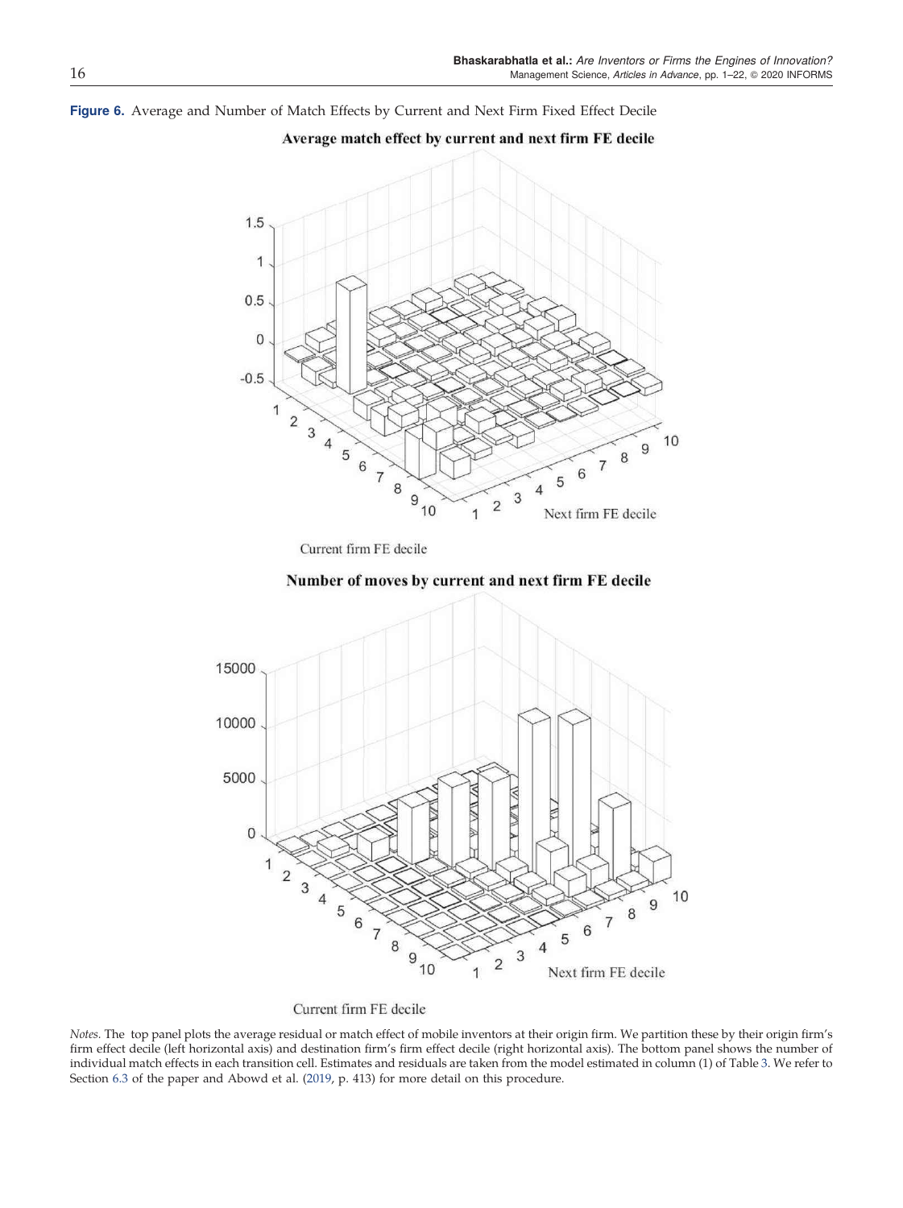**Figure 6.** Average and Number of Match Effects by Current and Next Firm Fixed Effect Decile

*Notes.* The top panel plots the average residual or match effect of mobile inventors at their origin firm. We partition these by their origin firm's firm effect decile (left horizontal axis) and destination firm's firm effect decile (right horizontal axis). The bottom panel shows the number of individual match effects in each transition cell. Estimates and residuals are taken from the model estimated in column (1) of Table 3. We refer to Section 6.3 of the paper and Abowd et al. (2019, p. 413) for more detail on this procedure.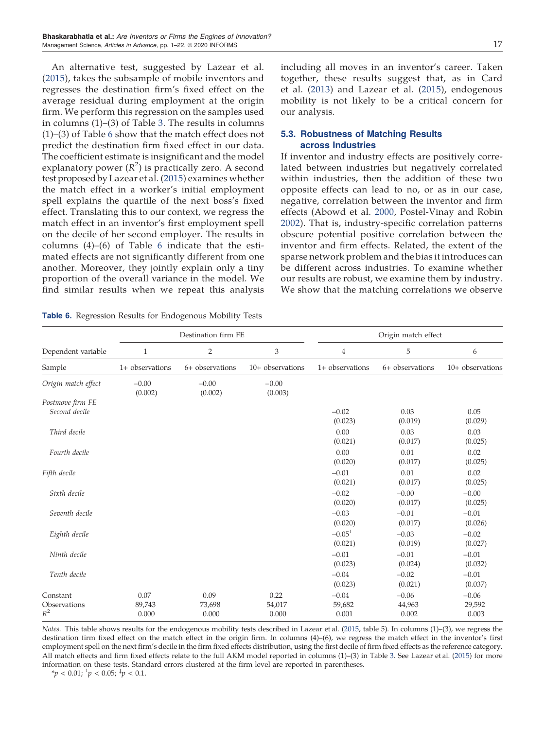An alternative test, suggested by Lazear et al. (2015), takes the subsample of mobile inventors and regresses the destination firm's fixed effect on the average residual during employment at the origin firm. We perform this regression on the samples used in columns (1)–(3) of Table 3. The results in columns (1)–(3) of Table 6 show that the match effect does not predict the destination firm fixed effect in our data. The coefficient estimate is insignificant and the model explanatory power ($R^2$) is practically zero. A second test proposed by Lazear et al. (2015) examines whether the match effect in a worker's initial employment spell explains the quartile of the next boss's fixed effect. Translating this to our context, we regress the match effect in an inventor's first employment spell on the decile of her second employer. The results in columns (4)–(6) of Table 6 indicate that the estimated effects are not significantly different from one another. Moreover, they jointly explain only a tiny proportion of the overall variance in the model. We find similar results when we repeat this analysis including all moves in an inventor's career. Taken together, these results suggest that, as in Card et al. (2013) and Lazear et al. (2015), endogenous mobility is not likely to be a critical concern for our analysis.

### 5.3. Robustness of Matching Results across Industries

If inventor and industry effects are positively correlated between industries but negatively correlated within industries, then the addition of these two opposite effects can lead to no, or as in our case, negative, correlation between the inventor and firm effects (Abowd et al. 2000, Postel-Vinay and Robin 2002). That is, industry-specific correlation patterns obscure potential positive correlation between the inventor and firm effects. Related, the extent of the sparse network problem and the bias it introduces can be different across industries. To examine whether our results are robust, we examine them by industry. We show that the matching correlations we observe

**Table 6.** Regression Results for Endogenous Mobility Tests

| | Destination firm FE | | | Origin match effect | | |
|---|---|---|---|---|---|---|
| Dependent variable | 1 | 2 | 3 | 4 | 5 | 6 |
| Sample | 1+ observations | 6+ observations | 10+ observations | 1+ observations | 6+ observations | 10+ observations |
| *Origin match effect* | −0.00 (0.002) | −0.00 (0.002) | −0.00 (0.003) | | | |
| *Postmove firm FE* | | | | | | |
| *Second decile* | | | | −0.02 (0.023) | 0.03 (0.019) | 0.05 (0.029) |
| *Third decile* | | | | 0.00 (0.021) | 0.03 (0.017) | 0.03 (0.025) |
| *Fourth decile* | | | | 0.00 (0.020) | 0.01 (0.017) | 0.02 (0.025) |
| *Fifth decile* | | | | −0.01 (0.021) | 0.01 (0.017) | 0.02 (0.025) |
| *Sixth decile* | | | | −0.02 (0.020) | −0.00 (0.017) | −0.00 (0.025) |
| *Seventh decile* | | | | −0.03 (0.020) | −0.01 (0.017) | −0.01 (0.026) |
| *Eighth decile* | | | | −0.05[†] (0.021) | −0.03 (0.019) | −0.02 (0.027) |
| *Ninth decile* | | | | −0.01 (0.023) | −0.01 (0.024) | −0.01 (0.032) |
| *Tenth decile* | | | | −0.04 (0.023) | −0.02 (0.021) | −0.01 (0.037) |
| Constant | 0.07 | 0.09 | 0.22 | −0.04 | −0.06 | −0.06 |
| Observations | 89,743 | 73,698 | 54,017 | 59,682 | 44,963 | 29,592 |
| $R^2$ | 0.000 | 0.000 | 0.000 | 0.001 | 0.002 | 0.003 |

*Notes.* This table shows results for the endogenous mobility tests described in Lazear et al. (2015, table 5). In columns (1)–(3), we regress the destination firm fixed effect on the match effect in the origin firm. In columns (4)–(6), we regress the match effect in the inventor's first employment spell on the next firm's decile in the firm fixed effects distribution, using the first decile of firm fixed effects as the reference category. All match effects and firm fixed effects relate to the full AKM model reported in columns (1)–(3) in Table 3. See Lazear et al. (2015) for more information on these tests. Standard errors clustered at the firm level are reported in parentheses.

*$p < 0.01$; †$p < 0.05$; ‡$p < 0.1$.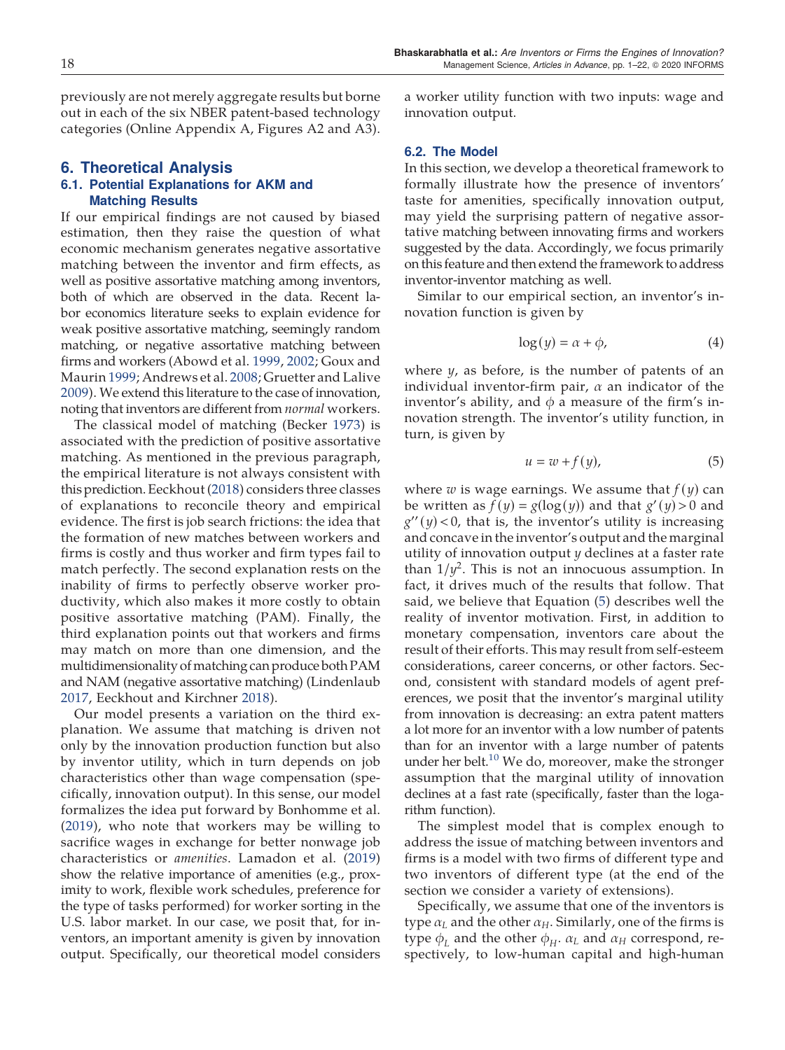previously are not merely aggregate results but borne out in each of the six NBER patent-based technology categories (Online Appendix A, Figures A2 and A3).

## 6. Theoretical Analysis

### 6.1. Potential Explanations for AKM and Matching Results

If our empirical findings are not caused by biased estimation, then they raise the question of what economic mechanism generates negative assortative matching between the inventor and firm effects, as well as positive assortative matching among inventors, both of which are observed in the data. Recent labor economics literature seeks to explain evidence for weak positive assortative matching, seemingly random matching, or negative assortative matching between firms and workers (Abowd et al. 1999, 2002; Goux and Maurin 1999; Andrews et al. 2008; Gruetter and Lalive 2009). We extend this literature to the case of innovation, noting that inventors are different from *normal* workers.

The classical model of matching (Becker 1973) is associated with the prediction of positive assortative matching. As mentioned in the previous paragraph, the empirical literature is not always consistent with this prediction. Eeckhout (2018) considers three classes of explanations to reconcile theory and empirical evidence. The first is job search frictions: the idea that the formation of new matches between workers and firms is costly and thus worker and firm types fail to match perfectly. The second explanation rests on the inability of firms to perfectly observe worker productivity, which also makes it more costly to obtain positive assortative matching (PAM). Finally, the third explanation points out that workers and firms may match on more than one dimension, and the multidimensionality of matching can produce both PAM and NAM (negative assortative matching) (Lindenlaub 2017, Eeckhout and Kirchner 2018).

Our model presents a variation on the third explanation. We assume that matching is driven not only by the innovation production function but also by inventor utility, which in turn depends on job characteristics other than wage compensation (specifically, innovation output). In this sense, our model formalizes the idea put forward by Bonhomme et al. (2019), who note that workers may be willing to sacrifice wages in exchange for better nonwage job characteristics or *amenities*. Lamadon et al. (2019) show the relative importance of amenities (e.g., proximity to work, flexible work schedules, preference for the type of tasks performed) for worker sorting in the U.S. labor market. In our case, we posit that, for inventors, an important amenity is given by innovation output. Specifically, our theoretical model considers a worker utility function with two inputs: wage and innovation output.

### 6.2. The Model

In this section, we develop a theoretical framework to formally illustrate how the presence of inventors' taste for amenities, specifically innovation output, may yield the surprising pattern of negative assortative matching between innovating firms and workers suggested by the data. Accordingly, we focus primarily on this feature and then extend the framework to address inventor-inventor matching as well.

Similar to our empirical section, an inventor's innovation function is given by

$$\log(y) = \alpha + \phi, \tag{4}$$

where $y$, as before, is the number of patents of an individual inventor-firm pair, $\alpha$ an indicator of the inventor's ability, and $\phi$ a measure of the firm's innovation strength. The inventor's utility function, in turn, is given by

$$u = w + f(y), \tag{5}$$

where $w$ is wage earnings. We assume that $f(y)$ can be written as $f(y) = g(\log(y))$ and that $g'(y) > 0$ and $g''(y) < 0$, that is, the inventor's utility is increasing and concave in the inventor's output and the marginal utility of innovation output $y$ declines at a faster rate than $1/y^2$. This is not an innocuous assumption. In fact, it drives much of the results that follow. That said, we believe that Equation (5) describes well the reality of inventor motivation. First, in addition to monetary compensation, inventors care about the result of their efforts. This may result from self-esteem considerations, career concerns, or other factors. Second, consistent with standard models of agent preferences, we posit that the inventor's marginal utility from innovation is decreasing: an extra patent matters a lot more for an inventor with a low number of patents than for an inventor with a large number of patents under her belt.[10] We do, moreover, make the stronger assumption that the marginal utility of innovation declines at a fast rate (specifically, faster than the logarithm function).

The simplest model that is complex enough to address the issue of matching between inventors and firms is a model with two firms of different type and two inventors of different type (at the end of the section we consider a variety of extensions).

Specifically, we assume that one of the inventors is type $\alpha_L$ and the other $\alpha_H$. Similarly, one of the firms is type $\phi_L$ and the other $\phi_H$. $\alpha_L$ and $\alpha_H$ correspond, respectively, to low-human capital and high-human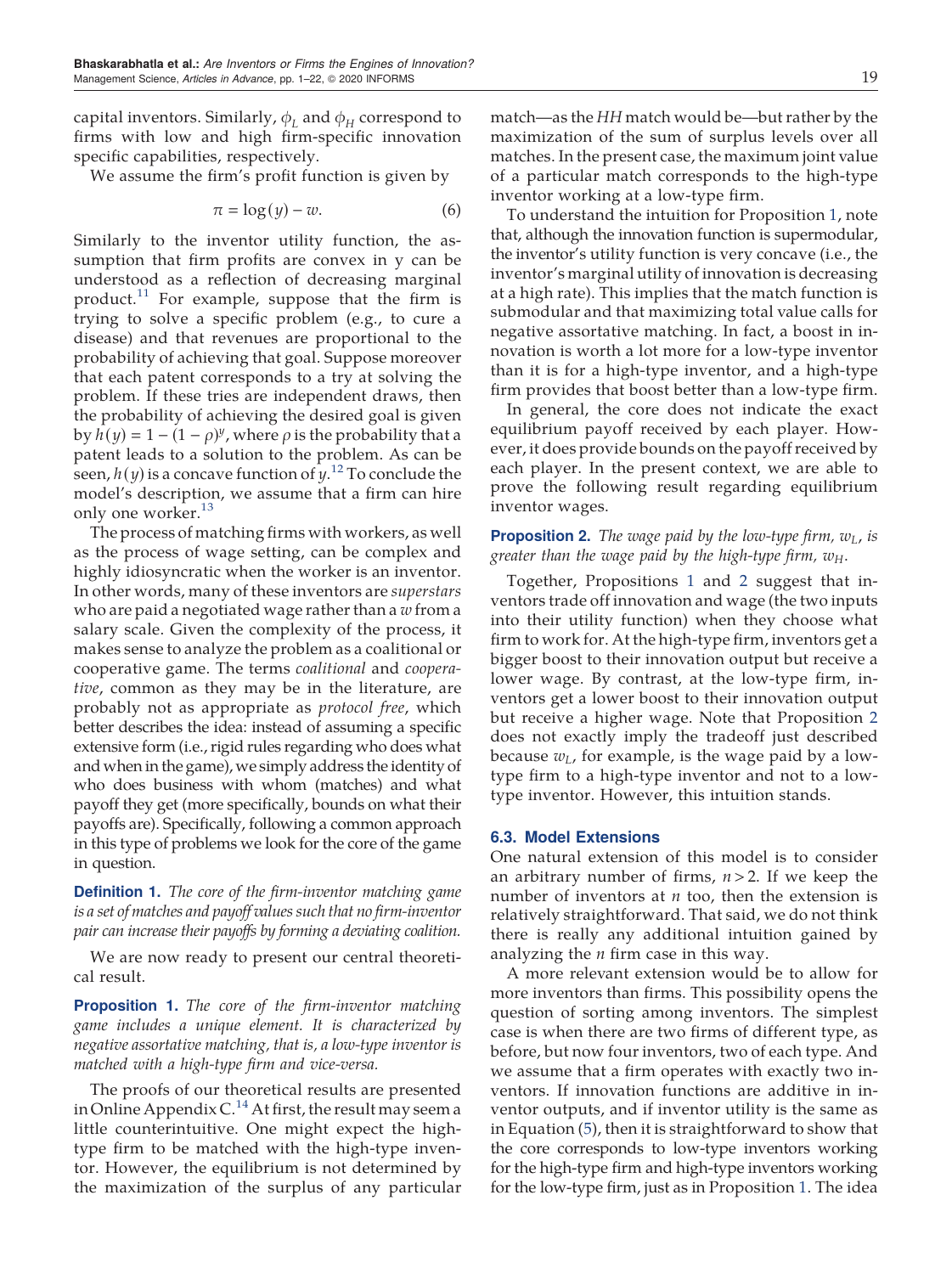capital inventors. Similarly, $\phi_L$ and $\phi_H$ correspond to firms with low and high firm-specific innovation specific capabilities, respectively.

We assume the firm's profit function is given by

$$\pi = \log(y) - w. \tag{6}$$

Similarly to the inventor utility function, the assumption that firm profits are convex in y can be understood as a reflection of decreasing marginal product.[11] For example, suppose that the firm is trying to solve a specific problem (e.g., to cure a disease) and that revenues are proportional to the probability of achieving that goal. Suppose moreover that each patent corresponds to a try at solving the problem. If these tries are independent draws, then the probability of achieving the desired goal is given by $h(y) = 1 - (1 - \rho)^y$, where $\rho$ is the probability that a patent leads to a solution to the problem. As can be seen, $h(y)$ is a concave function of $y$.[12] To conclude the model's description, we assume that a firm can hire only one worker.[13]

The process of matching firms with workers, as well as the process of wage setting, can be complex and highly idiosyncratic when the worker is an inventor. In other words, many of these inventors are *superstars* who are paid a negotiated wage rather than a $w$ from a salary scale. Given the complexity of the process, it makes sense to analyze the problem as a coalitional or cooperative game. The terms *coalitional* and *cooperative*, common as they may be in the literature, are probably not as appropriate as *protocol free*, which better describes the idea: instead of assuming a specific extensive form (i.e., rigid rules regarding who does what and when in the game), we simply address the identity of who does business with whom (matches) and what payoff they get (more specifically, bounds on what their payoffs are). Specifically, following a common approach in this type of problems we look for the core of the game in question.

**Definition 1.** *The core of the firm-inventor matching game is a set of matches and payoff values such that no firm-inventor pair can increase their payoffs by forming a deviating coalition.*

We are now ready to present our central theoretical result.

**Proposition 1.** *The core of the firm-inventor matching game includes a unique element. It is characterized by negative assortative matching, that is, a low-type inventor is matched with a high-type firm and vice-versa.*

The proofs of our theoretical results are presented in Online Appendix C.[14] At first, the result may seem a little counterintuitive. One might expect the high-type firm to be matched with the high-type inventor. However, the equilibrium is not determined by the maximization of the surplus of any particular match—as the *HH* match would be—but rather by the maximization of the sum of surplus levels over all matches. In the present case, the maximum joint value of a particular match corresponds to the high-type inventor working at a low-type firm.

To understand the intuition for Proposition 1, note that, although the innovation function is supermodular, the inventor's utility function is very concave (i.e., the inventor's marginal utility of innovation is decreasing at a high rate). This implies that the match function is submodular and that maximizing total value calls for negative assortative matching. In fact, a boost in innovation is worth a lot more for a low-type inventor than it is for a high-type inventor, and a high-type firm provides that boost better than a low-type firm.

In general, the core does not indicate the exact equilibrium payoff received by each player. However, it does provide bounds on the payoff received by each player. In the present context, we are able to prove the following result regarding equilibrium inventor wages.

**Proposition 2.** *The wage paid by the low-type firm, $w_L$, is greater than the wage paid by the high-type firm, $w_H$.*

Together, Propositions 1 and 2 suggest that inventors trade off innovation and wage (the two inputs into their utility function) when they choose what firm to work for. At the high-type firm, inventors get a bigger boost to their innovation output but receive a lower wage. By contrast, at the low-type firm, inventors get a lower boost to their innovation output but receive a higher wage. Note that Proposition 2 does not exactly imply the tradeoff just described because $w_L$, for example, is the wage paid by a low-type firm to a high-type inventor and not to a low-type inventor. However, this intuition stands.

### 6.3. Model Extensions

One natural extension of this model is to consider an arbitrary number of firms, $n > 2$. If we keep the number of inventors at $n$ too, then the extension is relatively straightforward. That said, we do not think there is really any additional intuition gained by analyzing the $n$ firm case in this way.

A more relevant extension would be to allow for more inventors than firms. This possibility opens the question of sorting among inventors. The simplest case is when there are two firms of different type, as before, but now four inventors, two of each type. And we assume that a firm operates with exactly two inventors. If innovation functions are additive in inventor outputs, and if inventor utility is the same as in Equation (5), then it is straightforward to show that the core corresponds to low-type inventors working for the high-type firm and high-type inventors working for the low-type firm, just as in Proposition 1. The idea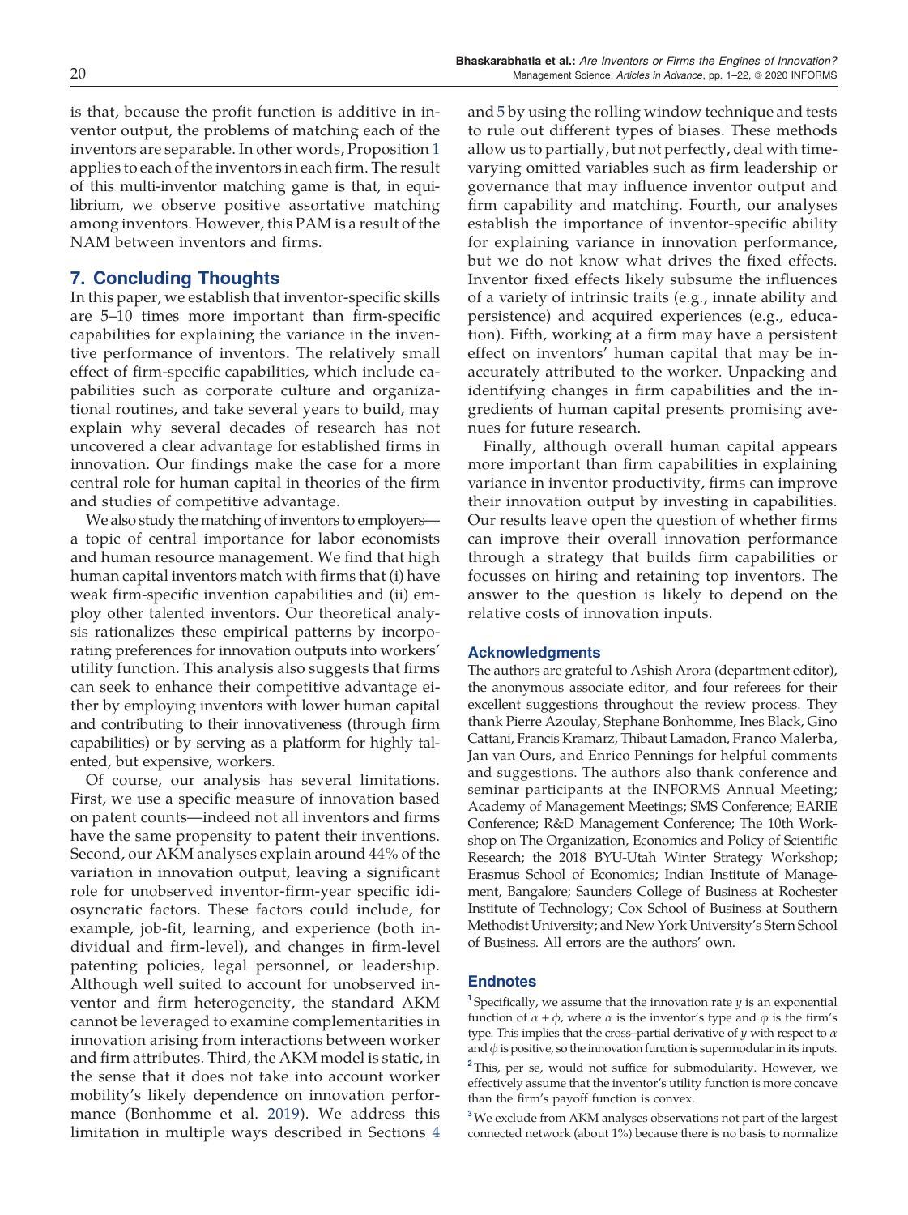is that, because the profit function is additive in inventor output, the problems of matching each of the inventors are separable. In other words, Proposition 1 applies to each of the inventors in each firm. The result of this multi-inventor matching game is that, in equilibrium, we observe positive assortative matching among inventors. However, this PAM is a result of the NAM between inventors and firms.

## 7. Concluding Thoughts

In this paper, we establish that inventor-specific skills are 5–10 times more important than firm-specific capabilities for explaining the variance in the inventive performance of inventors. The relatively small effect of firm-specific capabilities, which include capabilities such as corporate culture and organizational routines, and take several years to build, may explain why several decades of research has not uncovered a clear advantage for established firms in innovation. Our findings make the case for a more central role for human capital in theories of the firm and studies of competitive advantage.

We also study the matching of inventors to employers—a topic of central importance for labor economists and human resource management. We find that high human capital inventors match with firms that (i) have weak firm-specific invention capabilities and (ii) employ other talented inventors. Our theoretical analysis rationalizes these empirical patterns by incorporating preferences for innovation outputs into workers' utility function. This analysis also suggests that firms can seek to enhance their competitive advantage either by employing inventors with lower human capital and contributing to their innovativeness (through firm capabilities) or by serving as a platform for highly talented, but expensive, workers.

Of course, our analysis has several limitations. First, we use a specific measure of innovation based on patent counts—indeed not all inventors and firms have the same propensity to patent their inventions. Second, our AKM analyses explain around 44% of the variation in innovation output, leaving a significant role for unobserved inventor-firm-year specific idiosyncratic factors. These factors could include, for example, job-fit, learning, and experience (both individual and firm-level), and changes in firm-level patenting policies, legal personnel, or leadership. Although well suited to account for unobserved inventor and firm heterogeneity, the standard AKM cannot be leveraged to examine complementarities in innovation arising from interactions between worker and firm attributes. Third, the AKM model is static, in the sense that it does not take into account worker mobility's likely dependence on innovation performance (Bonhomme et al. 2019). We address this limitation in multiple ways described in Sections 4 and 5 by using the rolling window technique and tests to rule out different types of biases. These methods allow us to partially, but not perfectly, deal with time-varying omitted variables such as firm leadership or governance that may influence inventor output and firm capability and matching. Fourth, our analyses establish the importance of inventor-specific ability for explaining variance in innovation performance, but we do not know what drives the fixed effects. Inventor fixed effects likely subsume the influences of a variety of intrinsic traits (e.g., innate ability and persistence) and acquired experiences (e.g., education). Fifth, working at a firm may have a persistent effect on inventors' human capital that may be inaccurately attributed to the worker. Unpacking and identifying changes in firm capabilities and the ingredients of human capital presents promising avenues for future research.

Finally, although overall human capital appears more important than firm capabilities in explaining variance in inventor productivity, firms can improve their innovation output by investing in capabilities. Our results leave open the question of whether firms can improve their overall innovation performance through a strategy that builds firm capabilities or focusses on hiring and retaining top inventors. The answer to the question is likely to depend on the relative costs of innovation inputs.

### Acknowledgments

The authors are grateful to Ashish Arora (department editor), the anonymous associate editor, and four referees for their excellent suggestions throughout the review process. They thank Pierre Azoulay, Stephane Bonhomme, Ines Black, Gino Cattani, Francis Kramarz, Thibaut Lamadon, Franco Malerba, Jan van Ours, and Enrico Pennings for helpful comments and suggestions. The authors also thank conference and seminar participants at the INFORMS Annual Meeting; Academy of Management Meetings; SMS Conference; EARIE Conference; R&D Management Conference; The 10th Workshop on The Organization, Economics and Policy of Scientific Research; the 2018 BYU-Utah Winter Strategy Workshop; Erasmus School of Economics; Indian Institute of Management, Bangalore; Saunders College of Business at Rochester Institute of Technology; Cox School of Business at Southern Methodist University; and New York University's Stern School of Business. All errors are the authors' own.

### Endnotes

[1] Specifically, we assume that the innovation rate $y$ is an exponential function of $\alpha + \phi$, where $\alpha$ is the inventor's type and $\phi$ is the firm's type. This implies that the cross–partial derivative of $y$ with respect to $\alpha$ and $\phi$ is positive, so the innovation function is supermodular in its inputs.

[2] This, per se, would not suffice for submodularity. However, we effectively assume that the inventor's utility function is more concave than the firm's payoff function is convex.

[3] We exclude from AKM analyses observations not part of the largest connected network (about 1%) because there is no basis to normalize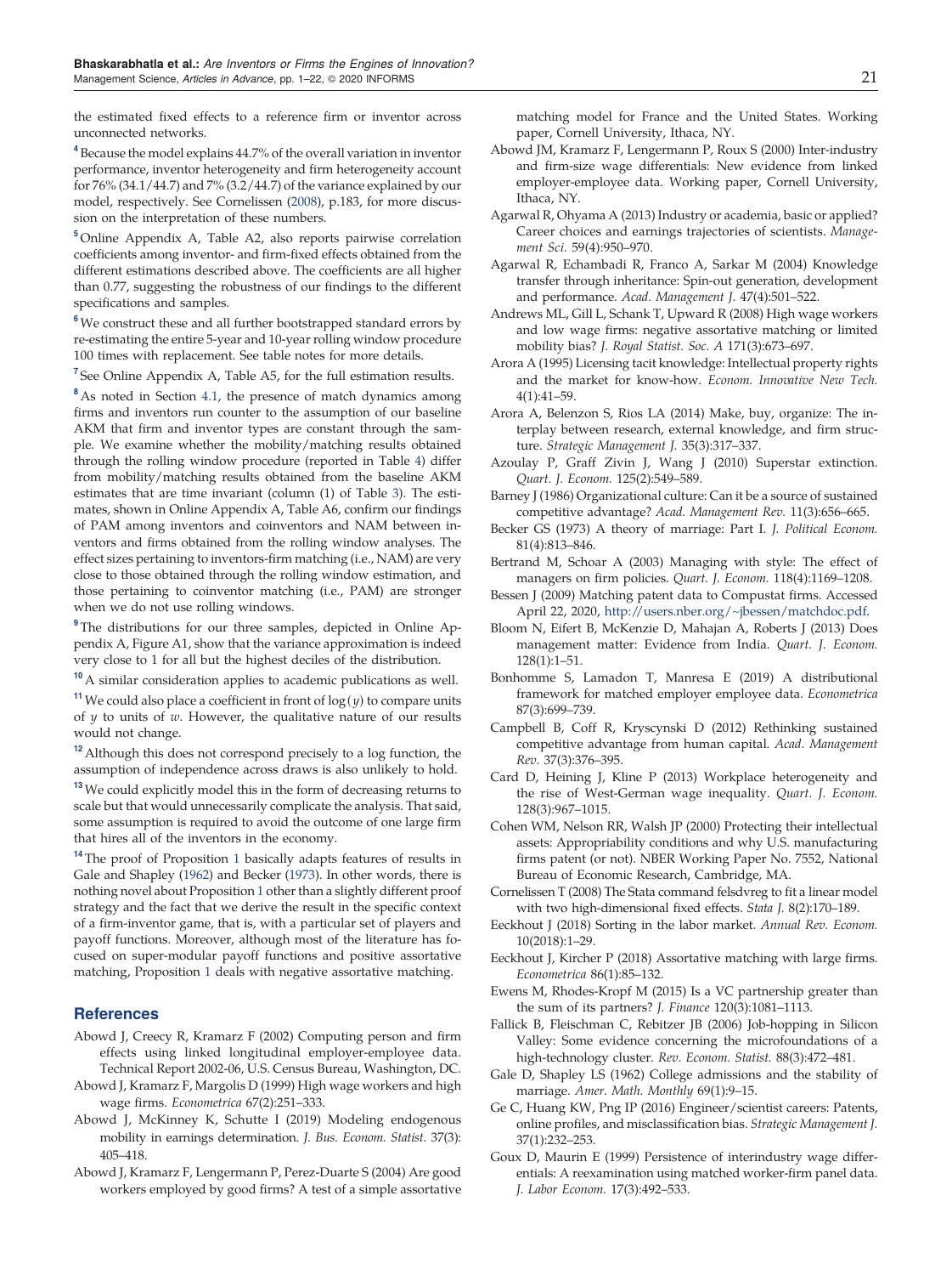the estimated fixed effects to a reference firm or inventor across unconnected networks.

[4] Because the model explains 44.7% of the overall variation in inventor performance, inventor heterogeneity and firm heterogeneity account for 76% (34.1/44.7) and 7% (3.2/44.7) of the variance explained by our model, respectively. See Cornelissen (2008), p.183, for more discussion on the interpretation of these numbers.

[5] Online Appendix A, Table A2, also reports pairwise correlation coefficients among inventor- and firm-fixed effects obtained from the different estimations described above. The coefficients are all higher than 0.77, suggesting the robustness of our findings to the different specifications and samples.

[6] We construct these and all further bootstrapped standard errors by re-estimating the entire 5-year and 10-year rolling window procedure 100 times with replacement. See table notes for more details.

[7] See Online Appendix A, Table A5, for the full estimation results.

[8] As noted in Section 4.1, the presence of match dynamics among firms and inventors run counter to the assumption of our baseline AKM that firm and inventor types are constant through the sample. We examine whether the mobility/matching results obtained through the rolling window procedure (reported in Table 4) differ from mobility/matching results obtained from the baseline AKM estimates that are time invariant (column (1) of Table 3). The estimates, shown in Online Appendix A, Table A6, confirm our findings of PAM among inventors and coinventors and NAM between inventors and firms obtained from the rolling window analyses. The effect sizes pertaining to inventors-firm matching (i.e., NAM) are very close to those obtained through the rolling window estimation, and those pertaining to coinventor matching (i.e., PAM) are stronger when we do not use rolling windows.

[9] The distributions for our three samples, depicted in Online Appendix A, Figure A1, show that the variance approximation is indeed very close to 1 for all but the highest deciles of the distribution.

[10] A similar consideration applies to academic publications as well.

[11] We could also place a coefficient in front of $\log(y)$ to compare units of $y$ to units of $w$. However, the qualitative nature of our results would not change.

[12] Although this does not correspond precisely to a log function, the assumption of independence across draws is also unlikely to hold.

[13] We could explicitly model this in the form of decreasing returns to scale but that would unnecessarily complicate the analysis. That said, some assumption is required to avoid the outcome of one large firm that hires all of the inventors in the economy.

[14] The proof of Proposition 1 basically adapts features of results in Gale and Shapley (1962) and Becker (1973). In other words, there is nothing novel about Proposition 1 other than a slightly different proof strategy and the fact that we derive the result in the specific context of a firm-inventor game, that is, with a particular set of players and payoff functions. Moreover, although most of the literature has focused on super-modular payoff functions and positive assortative matching, Proposition 1 deals with negative assortative matching.

## References

Abowd J, Creecy R, Kramarz F (2002) Computing person and firm effects using linked longitudinal employer-employee data. Technical Report 2002-06, U.S. Census Bureau, Washington, DC.

Abowd J, Kramarz F, Margolis D (1999) High wage workers and high wage firms. *Econometrica* 67(2):251–333.

Abowd J, McKinney K, Schutte I (2019) Modeling endogenous mobility in earnings determination. *J. Bus. Econom. Statist.* 37(3): 405–418.

Abowd J, Kramarz F, Lengermann P, Perez-Duarte S (2004) Are good workers employed by good firms? A test of a simple assortative matching model for France and the United States. Working paper, Cornell University, Ithaca, NY.

Abowd JM, Kramarz F, Lengermann P, Roux S (2000) Inter-industry and firm-size wage differentials: New evidence from linked employer-employee data. Working paper, Cornell University, Ithaca, NY.

Agarwal R, Ohyama A (2013) Industry or academia, basic or applied? Career choices and earnings trajectories of scientists. *Management Sci.* 59(4):950–970.

Agarwal R, Echambadi R, Franco A, Sarkar M (2004) Knowledge transfer through inheritance: Spin-out generation, development and performance. *Acad. Management J.* 47(4):501–522.

Andrews ML, Gill L, Schank T, Upward R (2008) High wage workers and low wage firms: negative assortative matching or limited mobility bias? *J. Royal Statist. Soc. A* 171(3):673–697.

Arora A (1995) Licensing tacit knowledge: Intellectual property rights and the market for know-how. *Econom. Innovative New Tech.* 4(1):41–59.

Arora A, Belenzon S, Rios LA (2014) Make, buy, organize: The interplay between research, external knowledge, and firm structure. *Strategic Management J.* 35(3):317–337.

Azoulay P, Graff Zivin J, Wang J (2010) Superstar extinction. *Quart. J. Econom.* 125(2):549–589.

Barney J (1986) Organizational culture: Can it be a source of sustained competitive advantage? *Acad. Management Rev.* 11(3):656–665.

Becker GS (1973) A theory of marriage: Part I. *J. Political Econom.* 81(4):813–846.

Bertrand M, Schoar A (2003) Managing with style: The effect of managers on firm policies. *Quart. J. Econom.* 118(4):1169–1208.

Bessen J (2009) Matching patent data to Compustat firms. Accessed April 22, 2020, http://users.nber.org/~jbessen/matchdoc.pdf.

Bloom N, Eifert B, McKenzie D, Mahajan A, Roberts J (2013) Does management matter: Evidence from India. *Quart. J. Econom.* 128(1):1–51.

Bonhomme S, Lamadon T, Manresa E (2019) A distributional framework for matched employer employee data. *Econometrica* 87(3):699–739.

Campbell B, Coff R, Kryscynski D (2012) Rethinking sustained competitive advantage from human capital. *Acad. Management Rev.* 37(3):376–395.

Card D, Heining J, Kline P (2013) Workplace heterogeneity and the rise of West-German wage inequality. *Quart. J. Econom.* 128(3):967–1015.

Cohen WM, Nelson RR, Walsh JP (2000) Protecting their intellectual assets: Appropriability conditions and why U.S. manufacturing firms patent (or not). NBER Working Paper No. 7552, National Bureau of Economic Research, Cambridge, MA.

Cornelissen T (2008) The Stata command felsdvreg to fit a linear model with two high-dimensional fixed effects. *Stata J.* 8(2):170–189.

Eeckhout J (2018) Sorting in the labor market. *Annual Rev. Econom.* 10(2018):1–29.

Eeckhout J, Kircher P (2018) Assortative matching with large firms. *Econometrica* 86(1):85–132.

Ewens M, Rhodes-Kropf M (2015) Is a VC partnership greater than the sum of its partners? *J. Finance* 120(3):1081–1113.

Fallick B, Fleischman C, Rebitzer JB (2006) Job-hopping in Silicon Valley: Some evidence concerning the microfoundations of a high-technology cluster. *Rev. Econom. Statist.* 88(3):472–481.

Gale D, Shapley LS (1962) College admissions and the stability of marriage. *Amer. Math. Monthly* 69(1):9–15.

Ge C, Huang KW, Png IP (2016) Engineer/scientist careers: Patents, online profiles, and misclassification bias. *Strategic Management J.* 37(1):232–253.

Goux D, Maurin E (1999) Persistence of interindustry wage differentials: A reexamination using matched worker-firm panel data. *J. Labor Econom.* 17(3):492–533.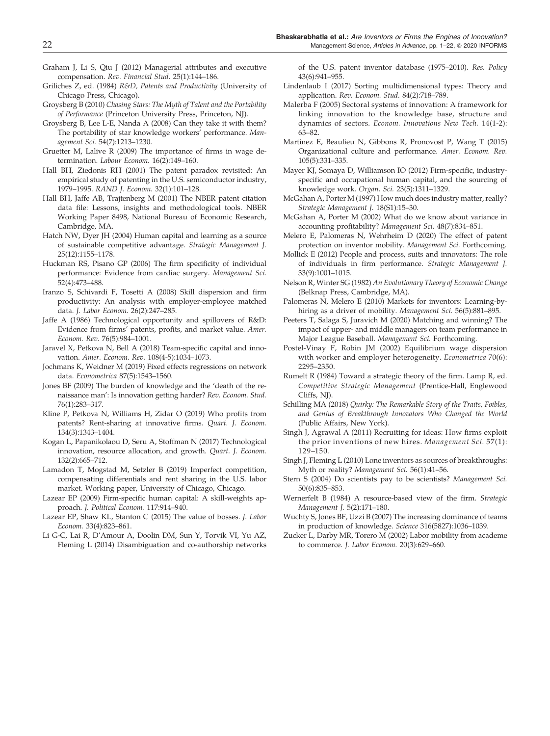Graham J, Li S, Qiu J (2012) Managerial attributes and executive compensation. *Rev. Financial Stud.* 25(1):144–186.

Griliches Z, ed. (1984) *R&D, Patents and Productivity* (University of Chicago Press, Chicago).

Groysberg B (2010) *Chasing Stars: The Myth of Talent and the Portability of Performance* (Princeton University Press, Princeton, NJ).

Groysberg B, Lee L-E, Nanda A (2008) Can they take it with them? The portability of star knowledge workers' performance. *Management Sci.* 54(7):1213–1230.

Gruetter M, Lalive R (2009) The importance of firms in wage determination. *Labour Econom.* 16(2):149–160.

Hall BH, Ziedonis RH (2001) The patent paradox revisited: An empirical study of patenting in the U.S. semiconductor industry, 1979–1995. *RAND J. Econom.* 32(1):101–128.

Hall BH, Jaffe AB, Trajtenberg M (2001) The NBER patent citation data file: Lessons, insights and methodological tools. NBER Working Paper 8498, National Bureau of Economic Research, Cambridge, MA.

Hatch NW, Dyer JH (2004) Human capital and learning as a source of sustainable competitive advantage. *Strategic Management J.* 25(12):1155–1178.

Huckman RS, Pisano GP (2006) The firm specificity of individual performance: Evidence from cardiac surgery. *Management Sci.* 52(4):473–488.

Iranzo S, Schivardi F, Tosetti A (2008) Skill dispersion and firm productivity: An analysis with employer-employee matched data. *J. Labor Econom.* 26(2):247–285.

Jaffe A (1986) Technological opportunity and spillovers of R&D: Evidence from firms' patents, profits, and market value. *Amer. Econom. Rev.* 76(5):984–1001.

Jaravel X, Petkova N, Bell A (2018) Team-specific capital and innovation. *Amer. Econom. Rev.* 108(4-5):1034–1073.

Jochmans K, Weidner M (2019) Fixed effects regressions on network data. *Econometrica* 87(5):1543–1560.

Jones BF (2009) The burden of knowledge and the 'death of the renaissance man': Is innovation getting harder? *Rev. Econom. Stud.* 76(1):283–317.

Kline P, Petkova N, Williams H, Zidar O (2019) Who profits from patents? Rent-sharing at innovative firms. *Quart. J. Econom.* 134(3):1343–1404.

Kogan L, Papanikolaou D, Seru A, Stoffman N (2017) Technological innovation, resource allocation, and growth. *Quart. J. Econom.* 132(2):665–712.

Lamadon T, Mogstad M, Setzler B (2019) Imperfect competition, compensating differentials and rent sharing in the U.S. labor market. Working paper, University of Chicago, Chicago.

Lazear EP (2009) Firm-specific human capital: A skill-weights approach. *J. Political Econom.* 117:914–940.

Lazear EP, Shaw KL, Stanton C (2015) The value of bosses. *J. Labor Econom.* 33(4):823–861.

Li G-C, Lai R, D'Amour A, Doolin DM, Sun Y, Torvik VI, Yu AZ, Fleming L (2014) Disambiguation and co-authorship networks of the U.S. patent inventor database (1975–2010). *Res. Policy* 43(6):941–955.

Lindenlaub I (2017) Sorting multidimensional types: Theory and application. *Rev. Econom. Stud.* 84(2):718–789.

Malerba F (2005) Sectoral systems of innovation: A framework for linking innovation to the knowledge base, structure and dynamics of sectors. *Econom. Innovations New Tech.* 14(1-2): 63–82.

Martinez E, Beaulieu N, Gibbons R, Pronovost P, Wang T (2015) Organizational culture and performance. *Amer. Econom. Rev.* 105(5):331–335.

Mayer KJ, Somaya D, Williamson IO (2012) Firm-specific, industry-specific and occupational human capital, and the sourcing of knowledge work. *Organ. Sci.* 23(5):1311–1329.

McGahan A, Porter M (1997) How much does industry matter, really? *Strategic Management J.* 18(S1):15–30.

McGahan A, Porter M (2002) What do we know about variance in accounting profitability? *Management Sci.* 48(7):834–851.

Melero E, Palomeras N, Wehrheim D (2020) The effect of patent protection on inventor mobility. *Management Sci.* Forthcoming.

Mollick E (2012) People and process, suits and innovators: The role of individuals in firm performance. *Strategic Management J.* 33(9):1001–1015.

Nelson R, Winter SG (1982) *An Evolutionary Theory of Economic Change* (Belknap Press, Cambridge, MA).

Palomeras N, Melero E (2010) Markets for inventors: Learning-by-hiring as a driver of mobility. *Management Sci.* 56(5):881–895.

Peeters T, Salaga S, Juravich M (2020) Matching and winning? The impact of upper- and middle managers on team performance in Major League Baseball. *Management Sci.* Forthcoming.

Postel-Vinay F, Robin JM (2002) Equilibrium wage dispersion with worker and employer heterogeneity. *Econometrica* 70(6): 2295–2350.

Rumelt R (1984) Toward a strategic theory of the firm. Lamp R, ed. *Competitive Strategic Management* (Prentice-Hall, Englewood Cliffs, NJ).

Schilling MA (2018) *Quirky: The Remarkable Story of the Traits, Foibles, and Genius of Breakthrough Innovators Who Changed the World* (Public Affairs, New York).

Singh J, Agrawal A (2011) Recruiting for ideas: How firms exploit the prior inventions of new hires. *Management Sci.* 57(1): 129–150.

Singh J, Fleming L (2010) Lone inventors as sources of breakthroughs: Myth or reality? *Management Sci.* 56(1):41–56.

Stern S (2004) Do scientists pay to be scientists? *Management Sci.* 50(6):835–853.

Wernerfelt B (1984) A resource-based view of the firm. *Strategic Management J.* 5(2):171–180.

Wuchty S, Jones BF, Uzzi B (2007) The increasing dominance of teams in production of knowledge. *Science* 316(5827):1036–1039.

Zucker L, Darby MR, Torero M (2002) Labor mobility from academe to commerce. *J. Labor Econom.* 20(3):629–660.